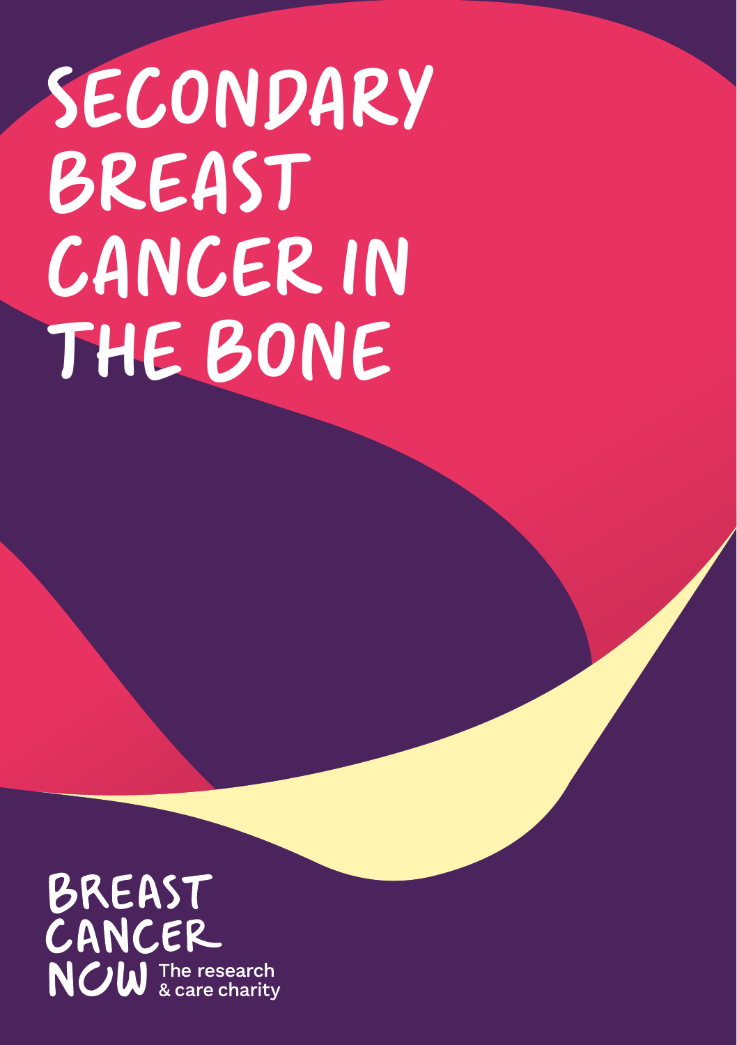# SECONDARY BREAST CANCER IN THE BONE

BREAST CANCER NOW The research & care charity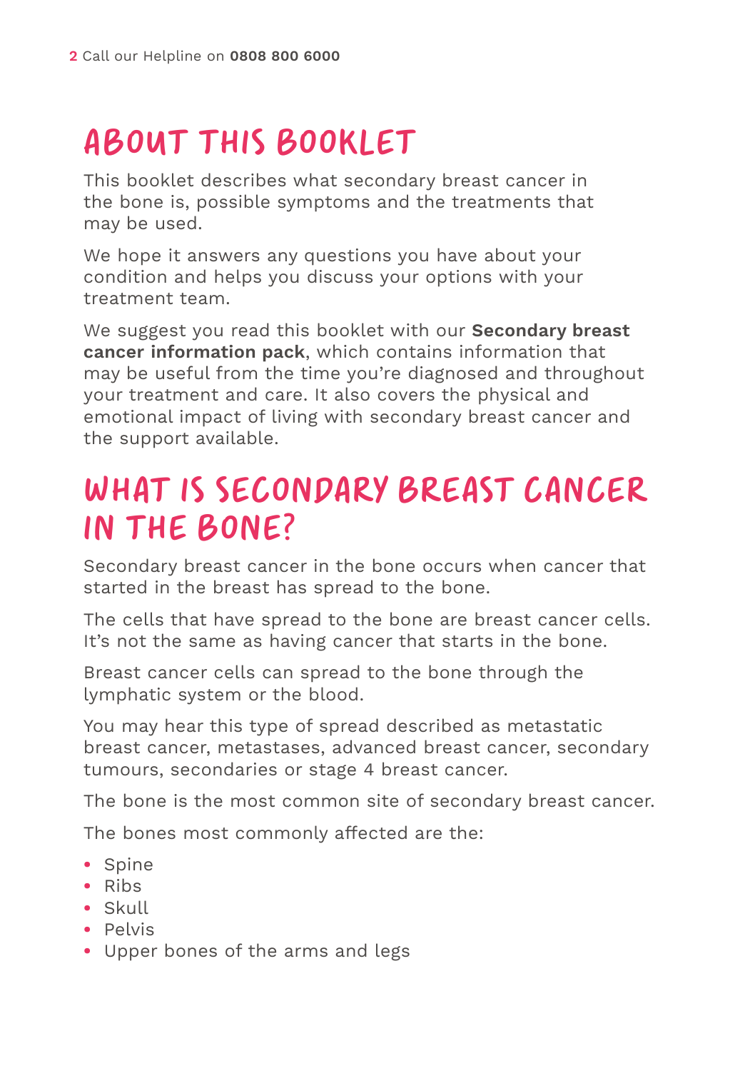# About this booklet

This booklet describes what secondary breast cancer in the bone is, possible symptoms and the treatments that may be used.

We hope it answers any questions you have about your condition and helps you discuss your options with your treatment team.

We suggest you read this booklet with our **Secondary breast cancer information pack**, which contains information that may be useful from the time you're diagnosed and throughout your treatment and care. It also covers the physical and emotional impact of living with secondary breast cancer and the support available.

# What is secondary breast cancer in the bone?

Secondary breast cancer in the bone occurs when cancer that started in the breast has spread to the bone.

The cells that have spread to the bone are breast cancer cells. It's not the same as having cancer that starts in the bone.

Breast cancer cells can spread to the bone through the lymphatic system or the blood.

You may hear this type of spread described as metastatic breast cancer, metastases, advanced breast cancer, secondary tumours, secondaries or stage 4 breast cancer.

The bone is the most common site of secondary breast cancer.

The bones most commonly affected are the:

- Spine
- Ribs
- Skull
- Pelvis
- Upper bones of the arms and legs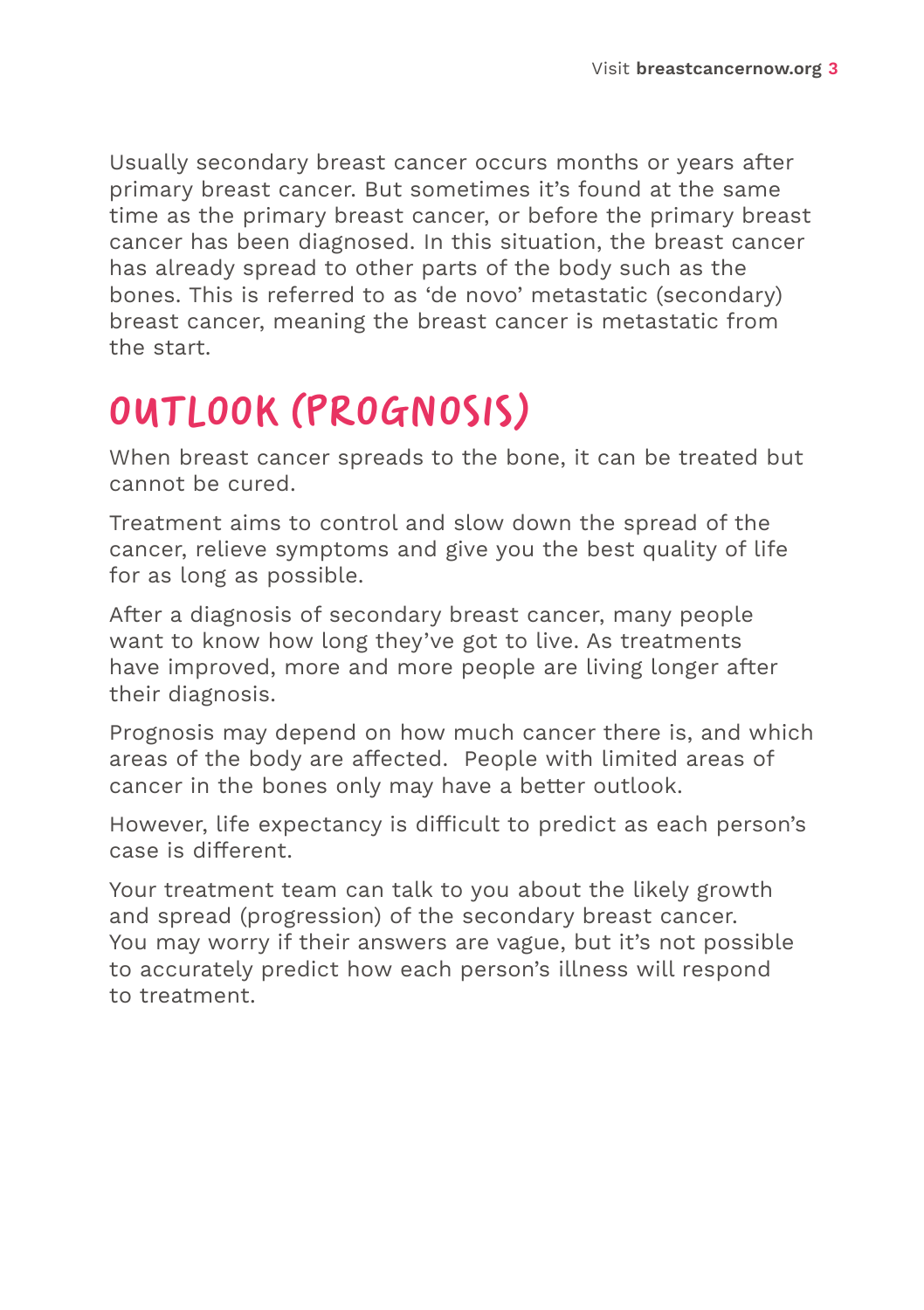Usually secondary breast cancer occurs months or years after primary breast cancer. But sometimes it's found at the same time as the primary breast cancer, or before the primary breast cancer has been diagnosed. In this situation, the breast cancer has already spread to other parts of the body such as the bones. This is referred to as 'de novo' metastatic (secondary) breast cancer, meaning the breast cancer is metastatic from the start.

## Outlook (prognosis)

When breast cancer spreads to the bone, it can be treated but cannot be cured.

Treatment aims to control and slow down the spread of the cancer, relieve symptoms and give you the best quality of life for as long as possible.

After a diagnosis of secondary breast cancer, many people want to know how long they've got to live. As treatments have improved, more and more people are living longer after their diagnosis.

Prognosis may depend on how much cancer there is, and which areas of the body are affected. People with limited areas of cancer in the bones only may have a better outlook.

However, life expectancy is difficult to predict as each person's case is different.

Your treatment team can talk to you about the likely growth and spread (progression) of the secondary breast cancer. You may worry if their answers are vague, but it's not possible to accurately predict how each person's illness will respond to treatment.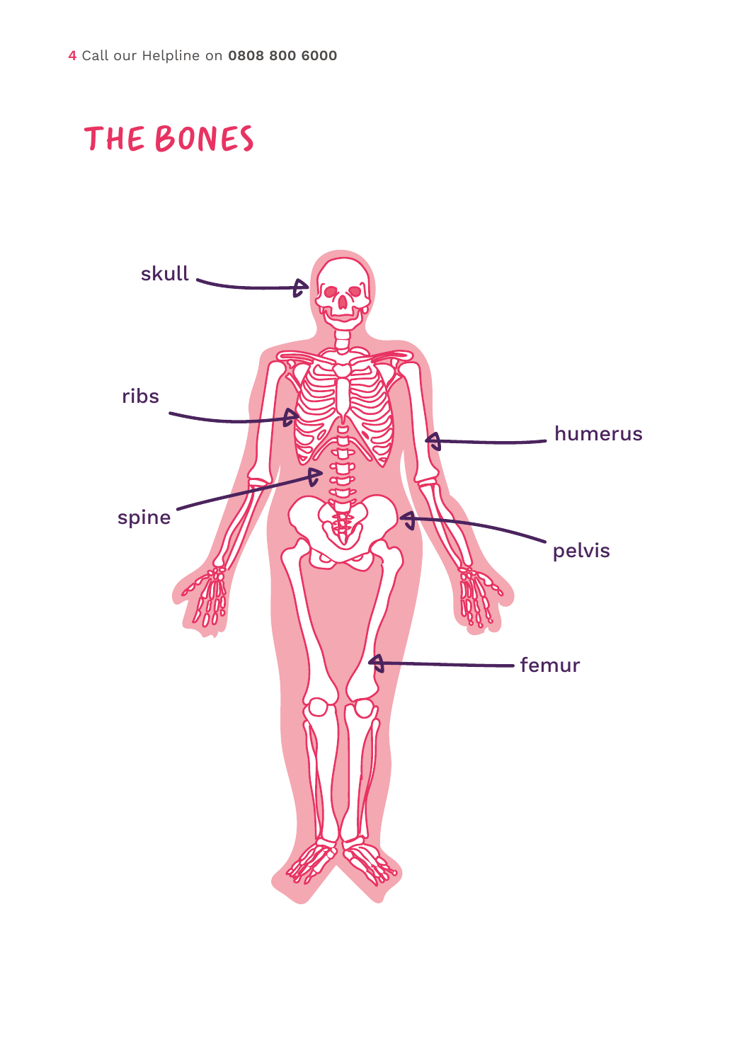# THE BONES

skull

ribs

spine

humerus

pelvis

femur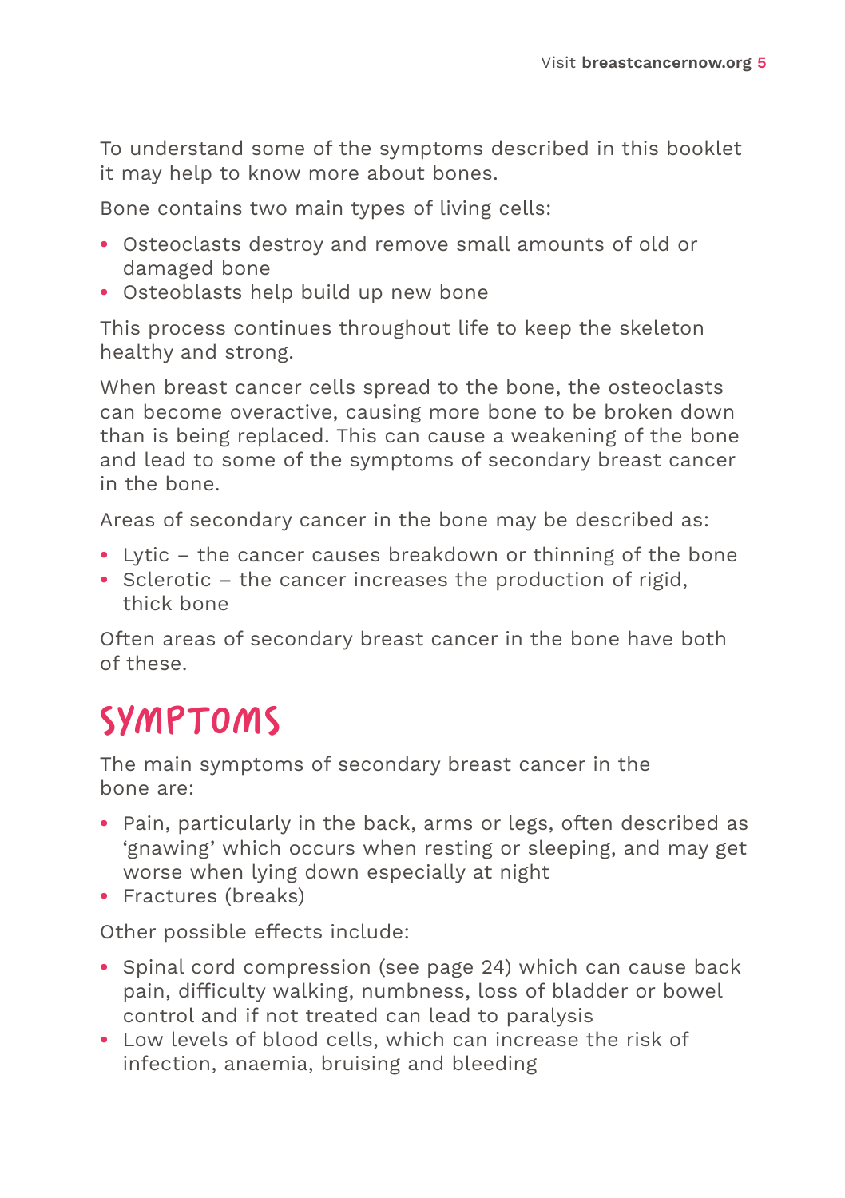To understand some of the symptoms described in this booklet it may help to know more about bones.

Bone contains two main types of living cells:

- Osteoclasts destroy and remove small amounts of old or damaged bone
- Osteoblasts help build up new bone

This process continues throughout life to keep the skeleton healthy and strong.

When breast cancer cells spread to the bone, the osteoclasts can become overactive, causing more bone to be broken down than is being replaced. This can cause a weakening of the bone and lead to some of the symptoms of secondary breast cancer in the bone.

Areas of secondary cancer in the bone may be described as:

- Lytic – the cancer causes breakdown or thinning of the bone
- Sclerotic – the cancer increases the production of rigid, thick bone

Often areas of secondary breast cancer in the bone have both of these.

# Symptoms

The main symptoms of secondary breast cancer in the bone are:

- Pain, particularly in the back, arms or legs, often described as 'gnawing' which occurs when resting or sleeping, and may get worse when lying down especially at night
- Fractures (breaks)

Other possible effects include:

- Spinal cord compression (see page 24) which can cause back pain, difficulty walking, numbness, loss of bladder or bowel control and if not treated can lead to paralysis
- Low levels of blood cells, which can increase the risk of infection, anaemia, bruising and bleeding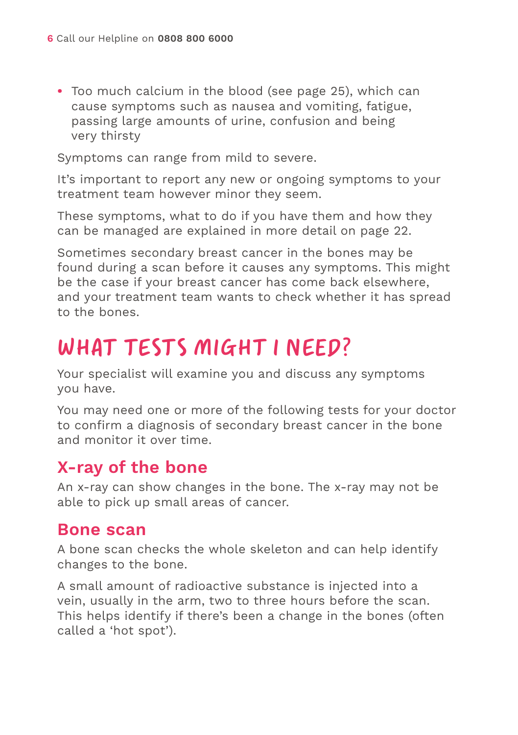- Too much calcium in the blood (see page 25), which can cause symptoms such as nausea and vomiting, fatigue, passing large amounts of urine, confusion and being very thirsty

Symptoms can range from mild to severe.

It's important to report any new or ongoing symptoms to your treatment team however minor they seem.

These symptoms, what to do if you have them and how they can be managed are explained in more detail on page 22.

Sometimes secondary breast cancer in the bones may be found during a scan before it causes any symptoms. This might be the case if your breast cancer has come back elsewhere, and your treatment team wants to check whether it has spread to the bones.

# What tests might I need?

Your specialist will examine you and discuss any symptoms you have.

You may need one or more of the following tests for your doctor to confirm a diagnosis of secondary breast cancer in the bone and monitor it over time.

## X-ray of the bone

An x-ray can show changes in the bone. The x-ray may not be able to pick up small areas of cancer.

## Bone scan

A bone scan checks the whole skeleton and can help identify changes to the bone.

A small amount of radioactive substance is injected into a vein, usually in the arm, two to three hours before the scan. This helps identify if there's been a change in the bones (often called a 'hot spot').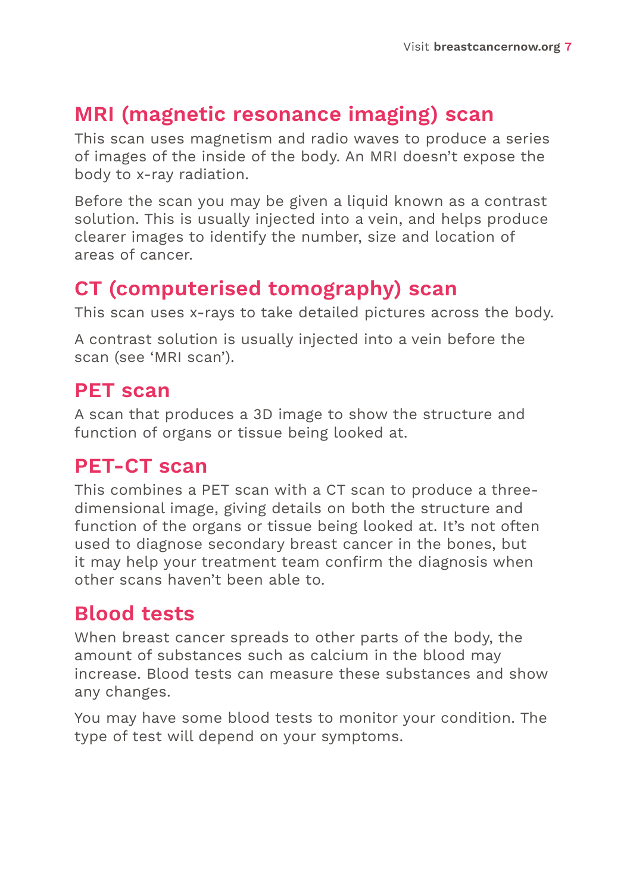## MRI (magnetic resonance imaging) scan

This scan uses magnetism and radio waves to produce a series of images of the inside of the body. An MRI doesn't expose the body to x-ray radiation.

Before the scan you may be given a liquid known as a contrast solution. This is usually injected into a vein, and helps produce clearer images to identify the number, size and location of areas of cancer.

## CT (computerised tomography) scan

This scan uses x-rays to take detailed pictures across the body.

A contrast solution is usually injected into a vein before the scan (see 'MRI scan').

## PET scan

A scan that produces a 3D image to show the structure and function of organs or tissue being looked at.

## PET-CT scan

This combines a PET scan with a CT scan to produce a three-dimensional image, giving details on both the structure and function of the organs or tissue being looked at. It's not often used to diagnose secondary breast cancer in the bones, but it may help your treatment team confirm the diagnosis when other scans haven't been able to.

## Blood tests

When breast cancer spreads to other parts of the body, the amount of substances such as calcium in the blood may increase. Blood tests can measure these substances and show any changes.

You may have some blood tests to monitor your condition. The type of test will depend on your symptoms.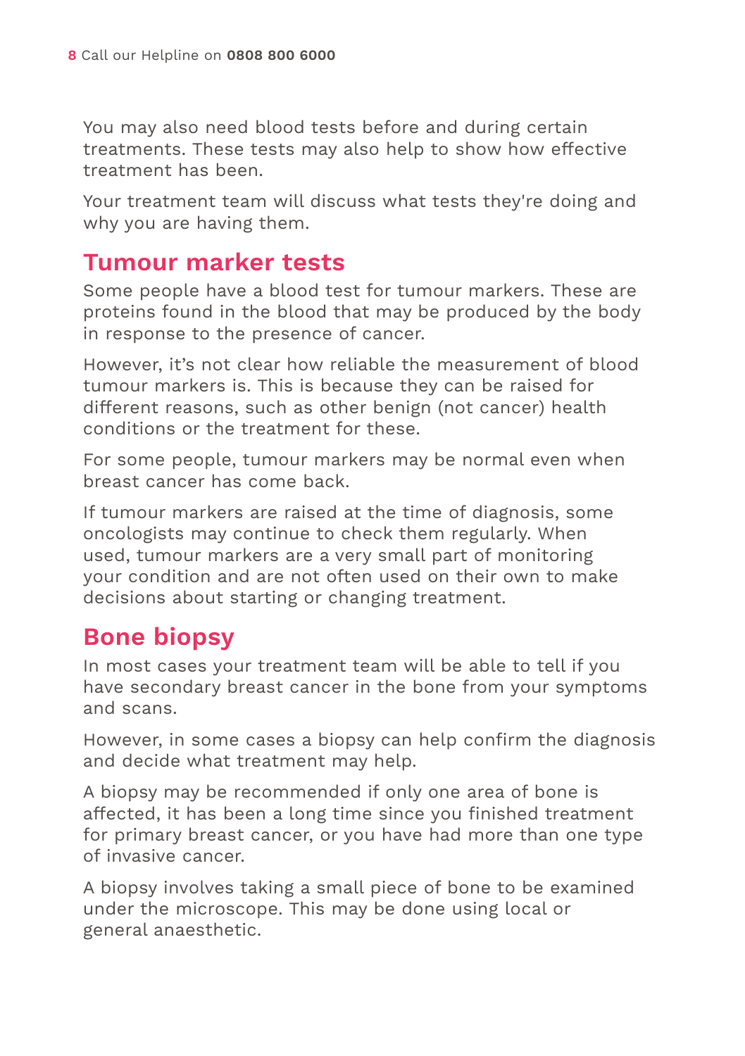You may also need blood tests before and during certain treatments. These tests may also help to show how effective treatment has been.

Your treatment team will discuss what tests they're doing and why you are having them.

## Tumour marker tests

Some people have a blood test for tumour markers. These are proteins found in the blood that may be produced by the body in response to the presence of cancer.

However, it's not clear how reliable the measurement of blood tumour markers is. This is because they can be raised for different reasons, such as other benign (not cancer) health conditions or the treatment for these.

For some people, tumour markers may be normal even when breast cancer has come back.

If tumour markers are raised at the time of diagnosis, some oncologists may continue to check them regularly. When used, tumour markers are a very small part of monitoring your condition and are not often used on their own to make decisions about starting or changing treatment.

## Bone biopsy

In most cases your treatment team will be able to tell if you have secondary breast cancer in the bone from your symptoms and scans.

However, in some cases a biopsy can help confirm the diagnosis and decide what treatment may help.

A biopsy may be recommended if only one area of bone is affected, it has been a long time since you finished treatment for primary breast cancer, or you have had more than one type of invasive cancer.

A biopsy involves taking a small piece of bone to be examined under the microscope. This may be done using local or general anaesthetic.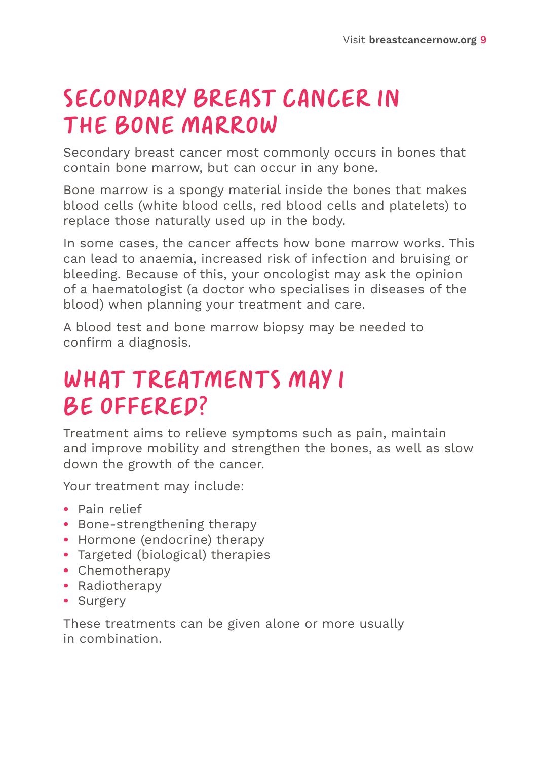## Secondary breast cancer in the bone marrow

Secondary breast cancer most commonly occurs in bones that contain bone marrow, but can occur in any bone.

Bone marrow is a spongy material inside the bones that makes blood cells (white blood cells, red blood cells and platelets) to replace those naturally used up in the body.

In some cases, the cancer affects how bone marrow works. This can lead to anaemia, increased risk of infection and bruising or bleeding. Because of this, your oncologist may ask the opinion of a haematologist (a doctor who specialises in diseases of the blood) when planning your treatment and care.

A blood test and bone marrow biopsy may be needed to confirm a diagnosis.

## What treatments may I be offered?

Treatment aims to relieve symptoms such as pain, maintain and improve mobility and strengthen the bones, as well as slow down the growth of the cancer.

Your treatment may include:

- Pain relief
- Bone-strengthening therapy
- Hormone (endocrine) therapy
- Targeted (biological) therapies
- Chemotherapy
- Radiotherapy
- Surgery

These treatments can be given alone or more usually in combination.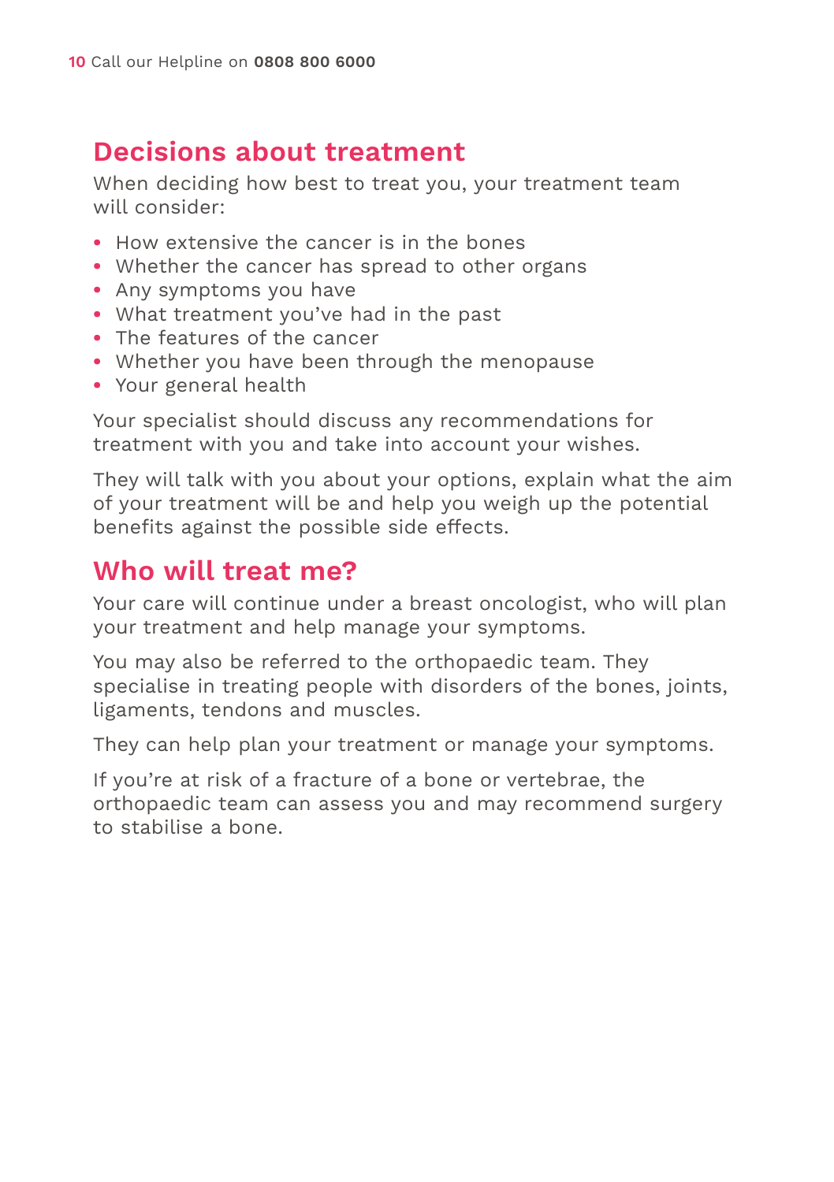## Decisions about treatment

When deciding how best to treat you, your treatment team will consider:

- How extensive the cancer is in the bones
- Whether the cancer has spread to other organs
- Any symptoms you have
- What treatment you've had in the past
- The features of the cancer
- Whether you have been through the menopause
- Your general health

Your specialist should discuss any recommendations for treatment with you and take into account your wishes.

They will talk with you about your options, explain what the aim of your treatment will be and help you weigh up the potential benefits against the possible side effects.

## Who will treat me?

Your care will continue under a breast oncologist, who will plan your treatment and help manage your symptoms.

You may also be referred to the orthopaedic team. They specialise in treating people with disorders of the bones, joints, ligaments, tendons and muscles.

They can help plan your treatment or manage your symptoms.

If you're at risk of a fracture of a bone or vertebrae, the orthopaedic team can assess you and may recommend surgery to stabilise a bone.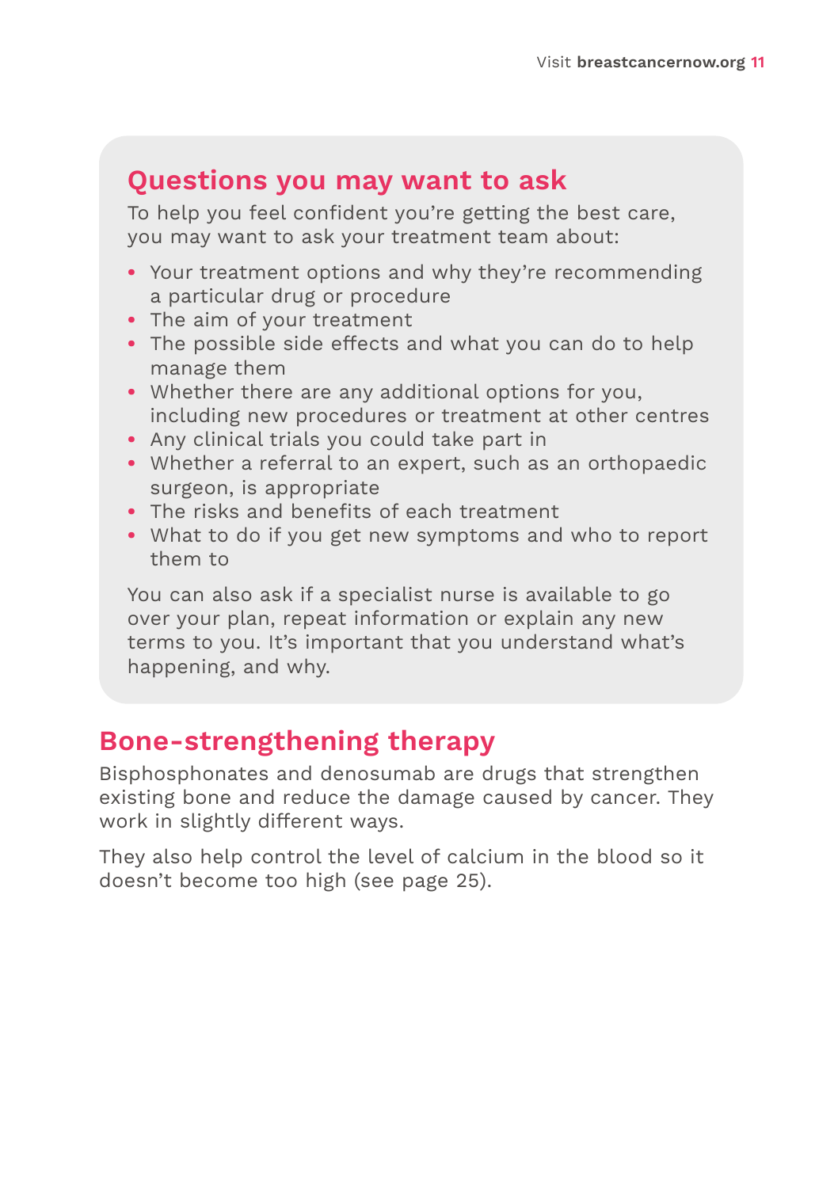## Questions you may want to ask

To help you feel confident you're getting the best care, you may want to ask your treatment team about:

- Your treatment options and why they're recommending a particular drug or procedure
- The aim of your treatment
- The possible side effects and what you can do to help manage them
- Whether there are any additional options for you, including new procedures or treatment at other centres
- Any clinical trials you could take part in
- Whether a referral to an expert, such as an orthopaedic surgeon, is appropriate
- The risks and benefits of each treatment
- What to do if you get new symptoms and who to report them to

You can also ask if a specialist nurse is available to go over your plan, repeat information or explain any new terms to you. It's important that you understand what's happening, and why.

## Bone-strengthening therapy

Bisphosphonates and denosumab are drugs that strengthen existing bone and reduce the damage caused by cancer. They work in slightly different ways.

They also help control the level of calcium in the blood so it doesn't become too high (see page 25).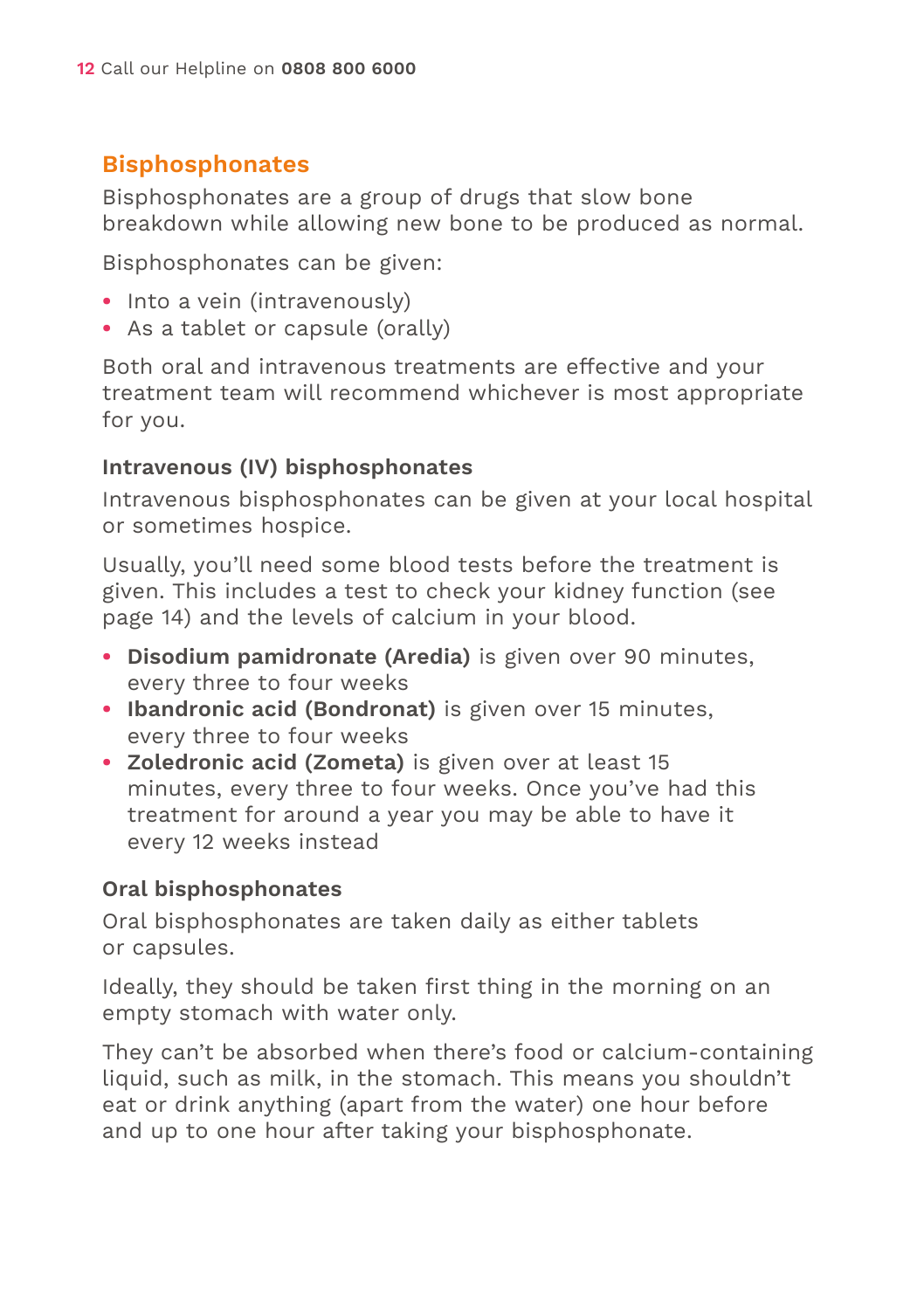## Bisphosphonates

Bisphosphonates are a group of drugs that slow bone breakdown while allowing new bone to be produced as normal.

Bisphosphonates can be given:

- Into a vein (intravenously)
- As a tablet or capsule (orally)

Both oral and intravenous treatments are effective and your treatment team will recommend whichever is most appropriate for you.

### Intravenous (IV) bisphosphonates

Intravenous bisphosphonates can be given at your local hospital or sometimes hospice.

Usually, you'll need some blood tests before the treatment is given. This includes a test to check your kidney function (see page 14) and the levels of calcium in your blood.

- **Disodium pamidronate (Aredia)** is given over 90 minutes, every three to four weeks
- **Ibandronic acid (Bondronat)** is given over 15 minutes, every three to four weeks
- **Zoledronic acid (Zometa)** is given over at least 15 minutes, every three to four weeks. Once you've had this treatment for around a year you may be able to have it every 12 weeks instead

### Oral bisphosphonates

Oral bisphosphonates are taken daily as either tablets or capsules.

Ideally, they should be taken first thing in the morning on an empty stomach with water only.

They can't be absorbed when there's food or calcium-containing liquid, such as milk, in the stomach. This means you shouldn't eat or drink anything (apart from the water) one hour before and up to one hour after taking your bisphosphonate.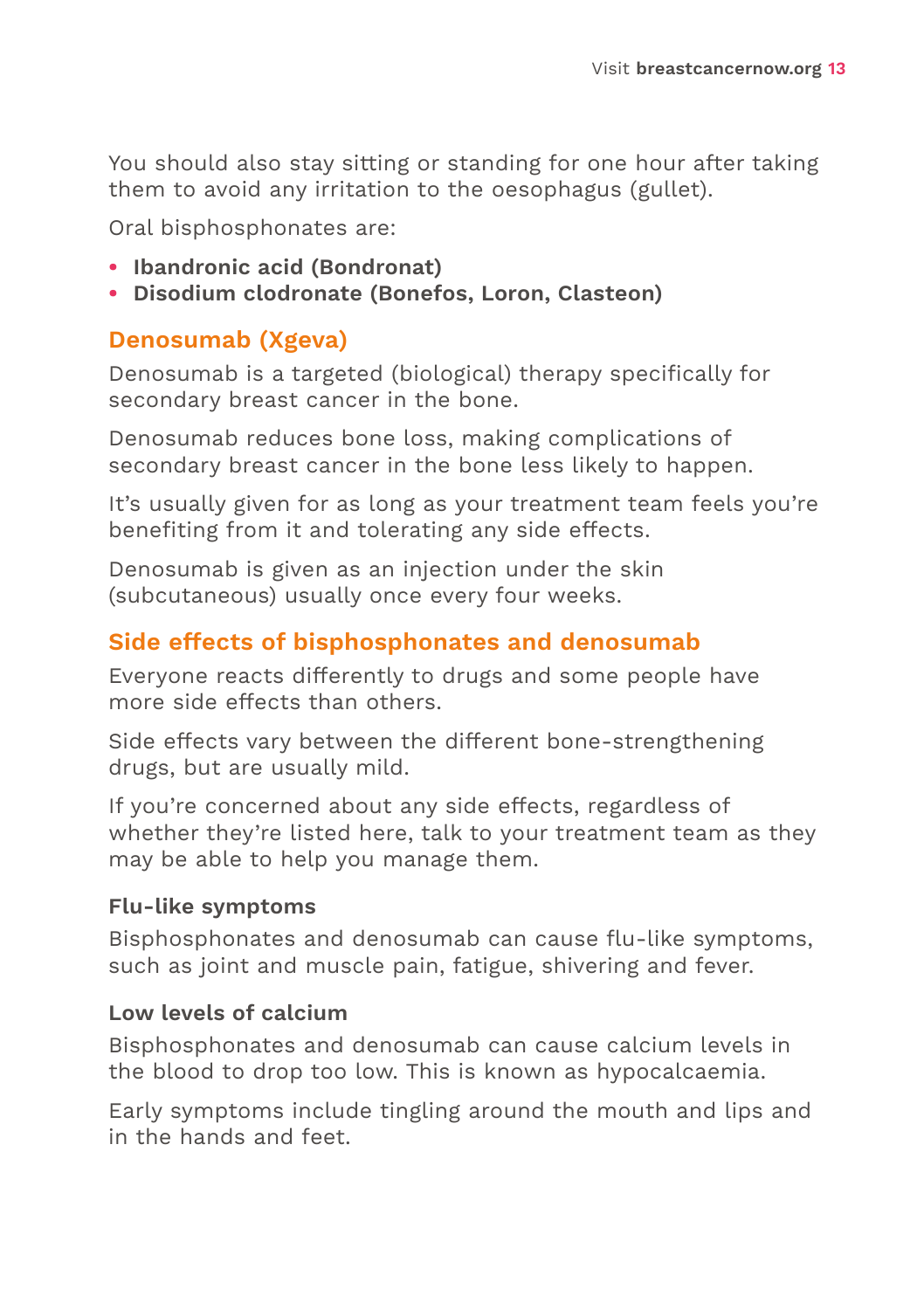You should also stay sitting or standing for one hour after taking them to avoid any irritation to the oesophagus (gullet).

Oral bisphosphonates are:

- **Ibandronic acid (Bondronat)**
- **Disodium clodronate (Bonefos, Loron, Clasteon)**

## Denosumab (Xgeva)

Denosumab is a targeted (biological) therapy specifically for secondary breast cancer in the bone.

Denosumab reduces bone loss, making complications of secondary breast cancer in the bone less likely to happen.

It's usually given for as long as your treatment team feels you're benefiting from it and tolerating any side effects.

Denosumab is given as an injection under the skin (subcutaneous) usually once every four weeks.

## Side effects of bisphosphonates and denosumab

Everyone reacts differently to drugs and some people have more side effects than others.

Side effects vary between the different bone-strengthening drugs, but are usually mild.

If you're concerned about any side effects, regardless of whether they're listed here, talk to your treatment team as they may be able to help you manage them.

### Flu-like symptoms

Bisphosphonates and denosumab can cause flu-like symptoms, such as joint and muscle pain, fatigue, shivering and fever.

### Low levels of calcium

Bisphosphonates and denosumab can cause calcium levels in the blood to drop too low. This is known as hypocalcaemia.

Early symptoms include tingling around the mouth and lips and in the hands and feet.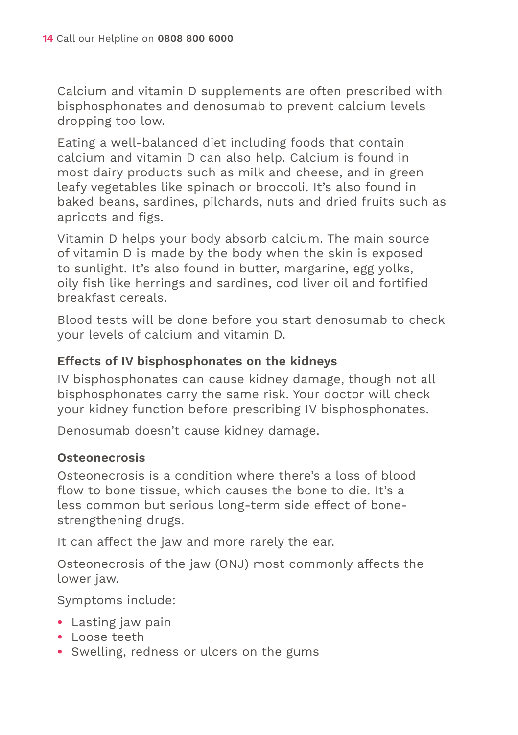Calcium and vitamin D supplements are often prescribed with bisphosphonates and denosumab to prevent calcium levels dropping too low.

Eating a well-balanced diet including foods that contain calcium and vitamin D can also help. Calcium is found in most dairy products such as milk and cheese, and in green leafy vegetables like spinach or broccoli. It's also found in baked beans, sardines, pilchards, nuts and dried fruits such as apricots and figs.

Vitamin D helps your body absorb calcium. The main source of vitamin D is made by the body when the skin is exposed to sunlight. It's also found in butter, margarine, egg yolks, oily fish like herrings and sardines, cod liver oil and fortified breakfast cereals.

Blood tests will be done before you start denosumab to check your levels of calcium and vitamin D.

**Effects of IV bisphosphonates on the kidneys**

IV bisphosphonates can cause kidney damage, though not all bisphosphonates carry the same risk. Your doctor will check your kidney function before prescribing IV bisphosphonates.

Denosumab doesn't cause kidney damage.

**Osteonecrosis**

Osteonecrosis is a condition where there's a loss of blood flow to bone tissue, which causes the bone to die. It's a less common but serious long-term side effect of bone-strengthening drugs.

It can affect the jaw and more rarely the ear.

Osteonecrosis of the jaw (ONJ) most commonly affects the lower jaw.

Symptoms include:

- Lasting jaw pain
- Loose teeth
- Swelling, redness or ulcers on the gums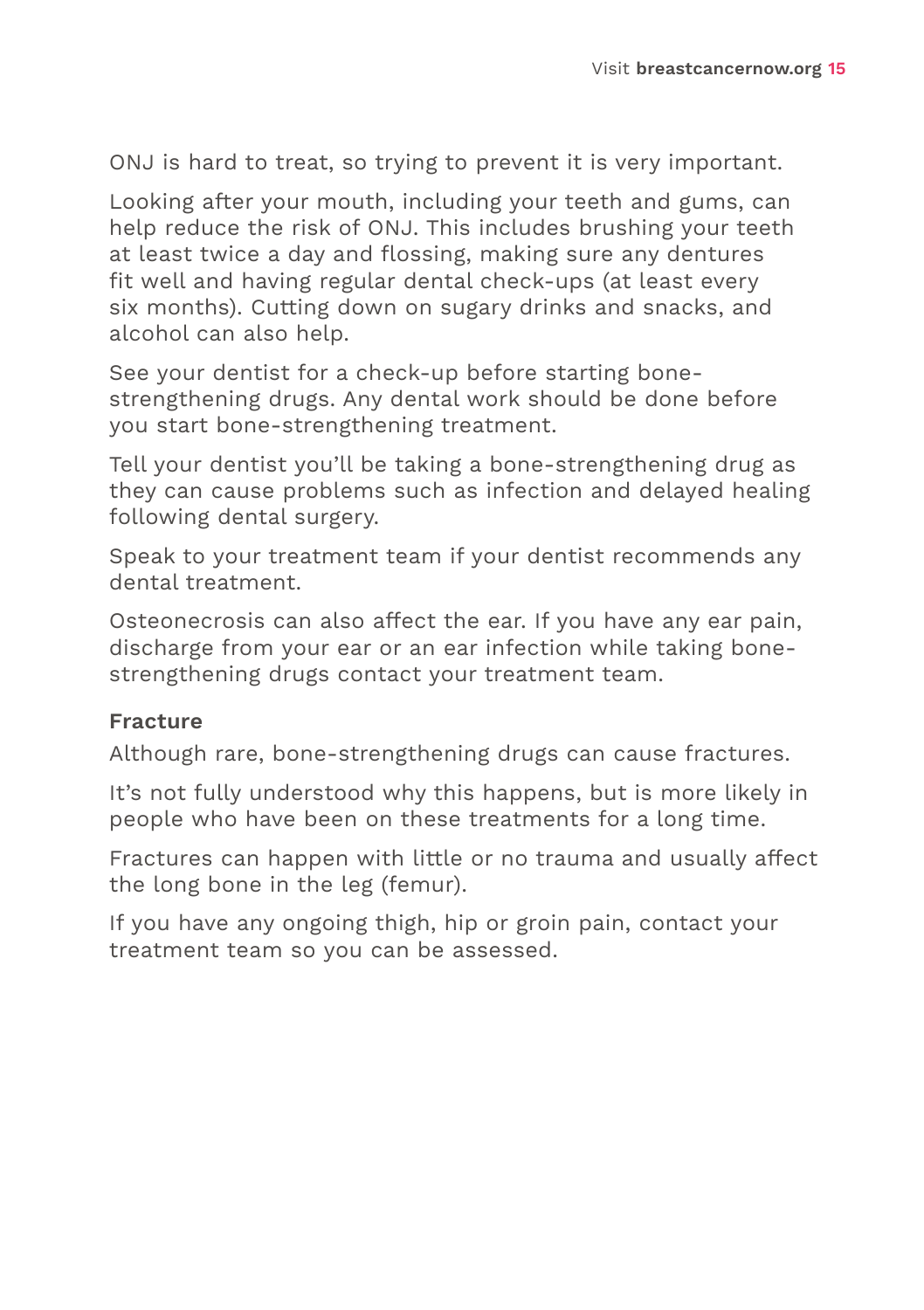ONJ is hard to treat, so trying to prevent it is very important.

Looking after your mouth, including your teeth and gums, can help reduce the risk of ONJ. This includes brushing your teeth at least twice a day and flossing, making sure any dentures fit well and having regular dental check-ups (at least every six months). Cutting down on sugary drinks and snacks, and alcohol can also help.

See your dentist for a check-up before starting bone-strengthening drugs. Any dental work should be done before you start bone-strengthening treatment.

Tell your dentist you'll be taking a bone-strengthening drug as they can cause problems such as infection and delayed healing following dental surgery.

Speak to your treatment team if your dentist recommends any dental treatment.

Osteonecrosis can also affect the ear. If you have any ear pain, discharge from your ear or an ear infection while taking bone-strengthening drugs contact your treatment team.

**Fracture**

Although rare, bone-strengthening drugs can cause fractures.

It's not fully understood why this happens, but is more likely in people who have been on these treatments for a long time.

Fractures can happen with little or no trauma and usually affect the long bone in the leg (femur).

If you have any ongoing thigh, hip or groin pain, contact your treatment team so you can be assessed.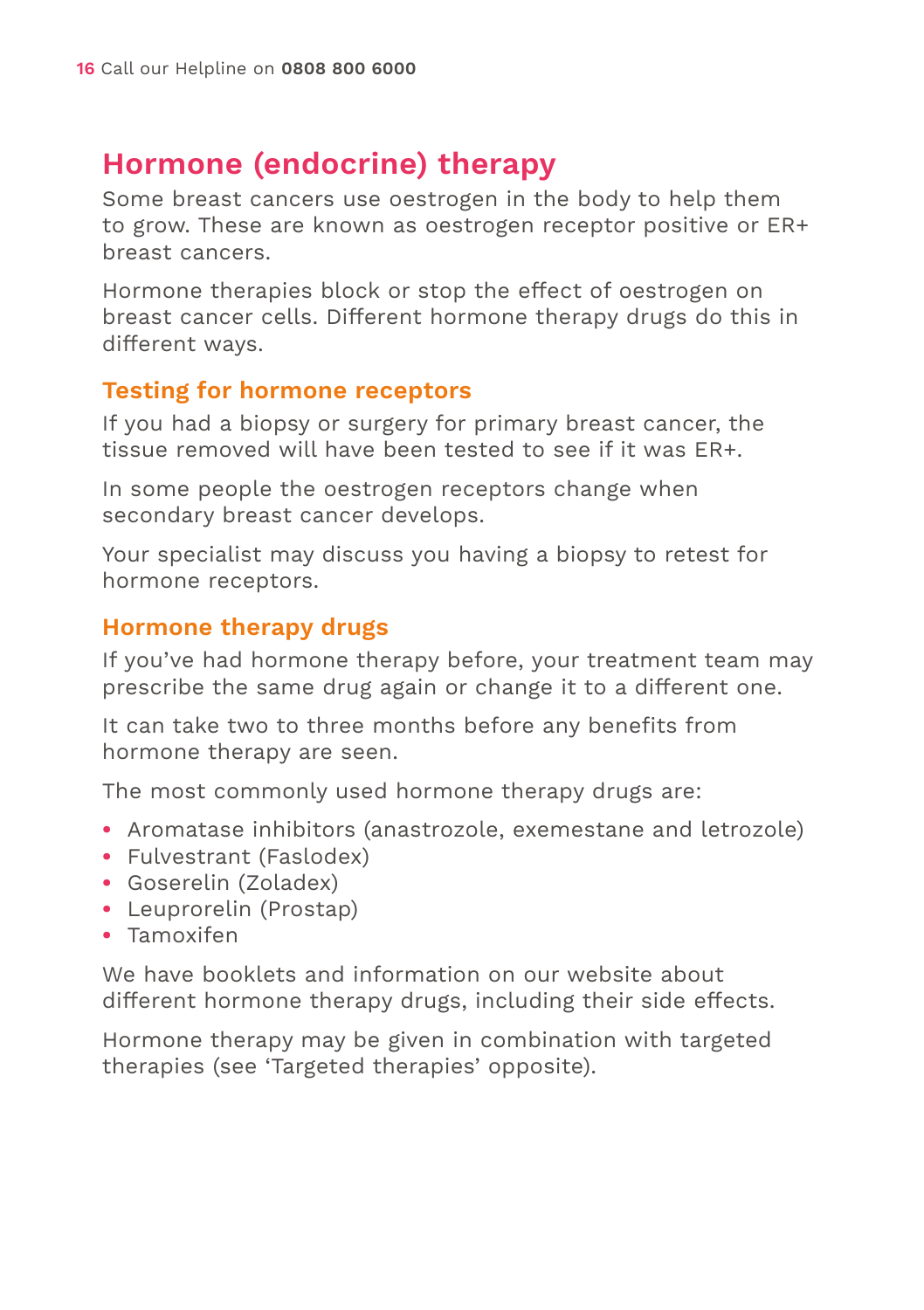## Hormone (endocrine) therapy

Some breast cancers use oestrogen in the body to help them to grow. These are known as oestrogen receptor positive or ER+ breast cancers.

Hormone therapies block or stop the effect of oestrogen on breast cancer cells. Different hormone therapy drugs do this in different ways.

### Testing for hormone receptors

If you had a biopsy or surgery for primary breast cancer, the tissue removed will have been tested to see if it was ER+.

In some people the oestrogen receptors change when secondary breast cancer develops.

Your specialist may discuss you having a biopsy to retest for hormone receptors.

### Hormone therapy drugs

If you've had hormone therapy before, your treatment team may prescribe the same drug again or change it to a different one.

It can take two to three months before any benefits from hormone therapy are seen.

The most commonly used hormone therapy drugs are:

- Aromatase inhibitors (anastrozole, exemestane and letrozole)
- Fulvestrant (Faslodex)
- Goserelin (Zoladex)
- Leuprorelin (Prostap)
- Tamoxifen

We have booklets and information on our website about different hormone therapy drugs, including their side effects.

Hormone therapy may be given in combination with targeted therapies (see 'Targeted therapies' opposite).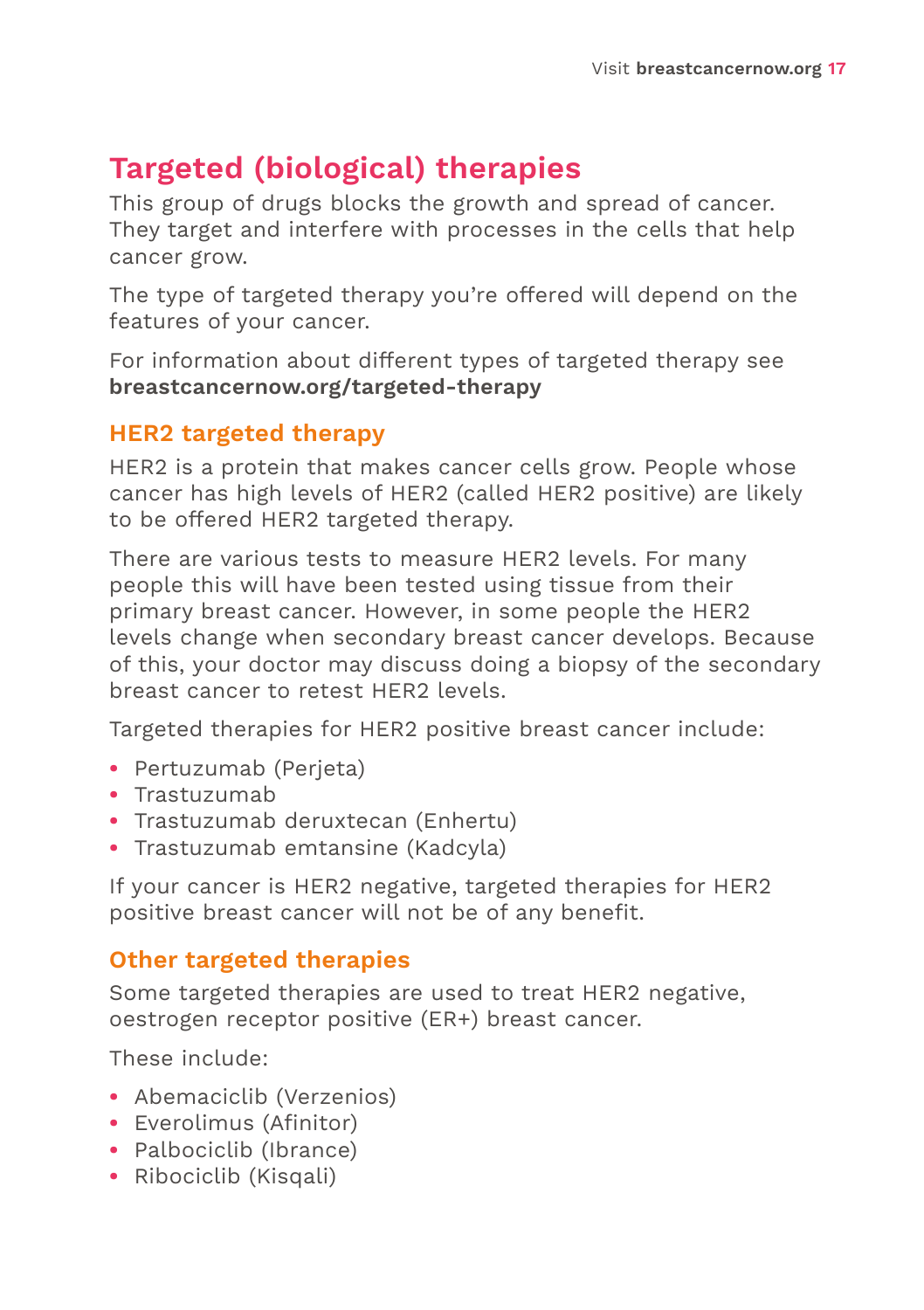## Targeted (biological) therapies

This group of drugs blocks the growth and spread of cancer. They target and interfere with processes in the cells that help cancer grow.

The type of targeted therapy you're offered will depend on the features of your cancer.

For information about different types of targeted therapy see **breastcancernow.org/targeted-therapy**

### HER2 targeted therapy

HER2 is a protein that makes cancer cells grow. People whose cancer has high levels of HER2 (called HER2 positive) are likely to be offered HER2 targeted therapy.

There are various tests to measure HER2 levels. For many people this will have been tested using tissue from their primary breast cancer. However, in some people the HER2 levels change when secondary breast cancer develops. Because of this, your doctor may discuss doing a biopsy of the secondary breast cancer to retest HER2 levels.

Targeted therapies for HER2 positive breast cancer include:

- Pertuzumab (Perjeta)
- Trastuzumab
- Trastuzumab deruxtecan (Enhertu)
- Trastuzumab emtansine (Kadcyla)

If your cancer is HER2 negative, targeted therapies for HER2 positive breast cancer will not be of any benefit.

### Other targeted therapies

Some targeted therapies are used to treat HER2 negative, oestrogen receptor positive (ER+) breast cancer.

These include:

- Abemaciclib (Verzenios)
- Everolimus (Afinitor)
- Palbociclib (Ibrance)
- Ribociclib (Kisqali)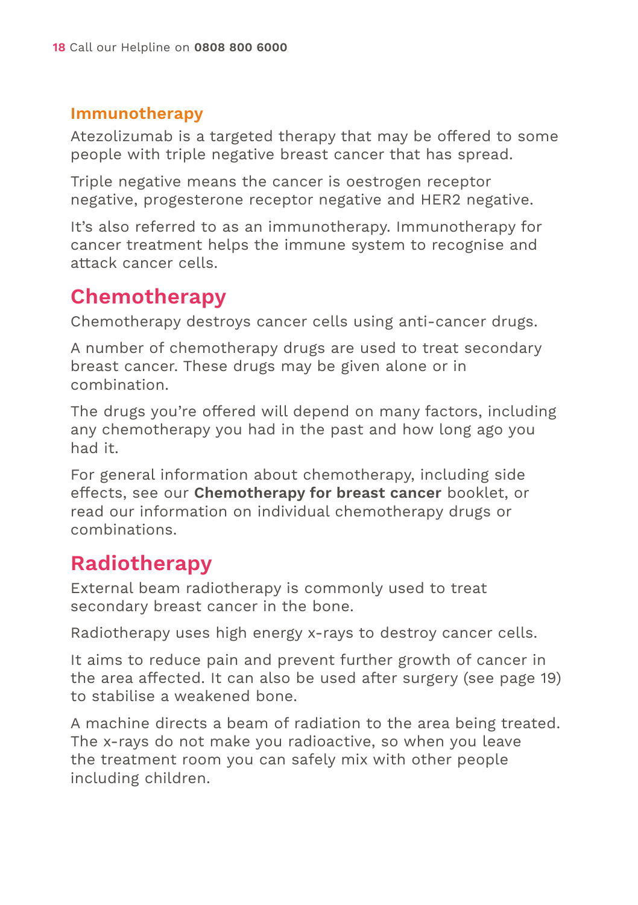### Immunotherapy

Atezolizumab is a targeted therapy that may be offered to some people with triple negative breast cancer that has spread.

Triple negative means the cancer is oestrogen receptor negative, progesterone receptor negative and HER2 negative.

It's also referred to as an immunotherapy. Immunotherapy for cancer treatment helps the immune system to recognise and attack cancer cells.

## Chemotherapy

Chemotherapy destroys cancer cells using anti-cancer drugs.

A number of chemotherapy drugs are used to treat secondary breast cancer. These drugs may be given alone or in combination.

The drugs you're offered will depend on many factors, including any chemotherapy you had in the past and how long ago you had it.

For general information about chemotherapy, including side effects, see our **Chemotherapy for breast cancer** booklet, or read our information on individual chemotherapy drugs or combinations.

## Radiotherapy

External beam radiotherapy is commonly used to treat secondary breast cancer in the bone.

Radiotherapy uses high energy x-rays to destroy cancer cells.

It aims to reduce pain and prevent further growth of cancer in the area affected. It can also be used after surgery (see page 19) to stabilise a weakened bone.

A machine directs a beam of radiation to the area being treated. The x-rays do not make you radioactive, so when you leave the treatment room you can safely mix with other people including children.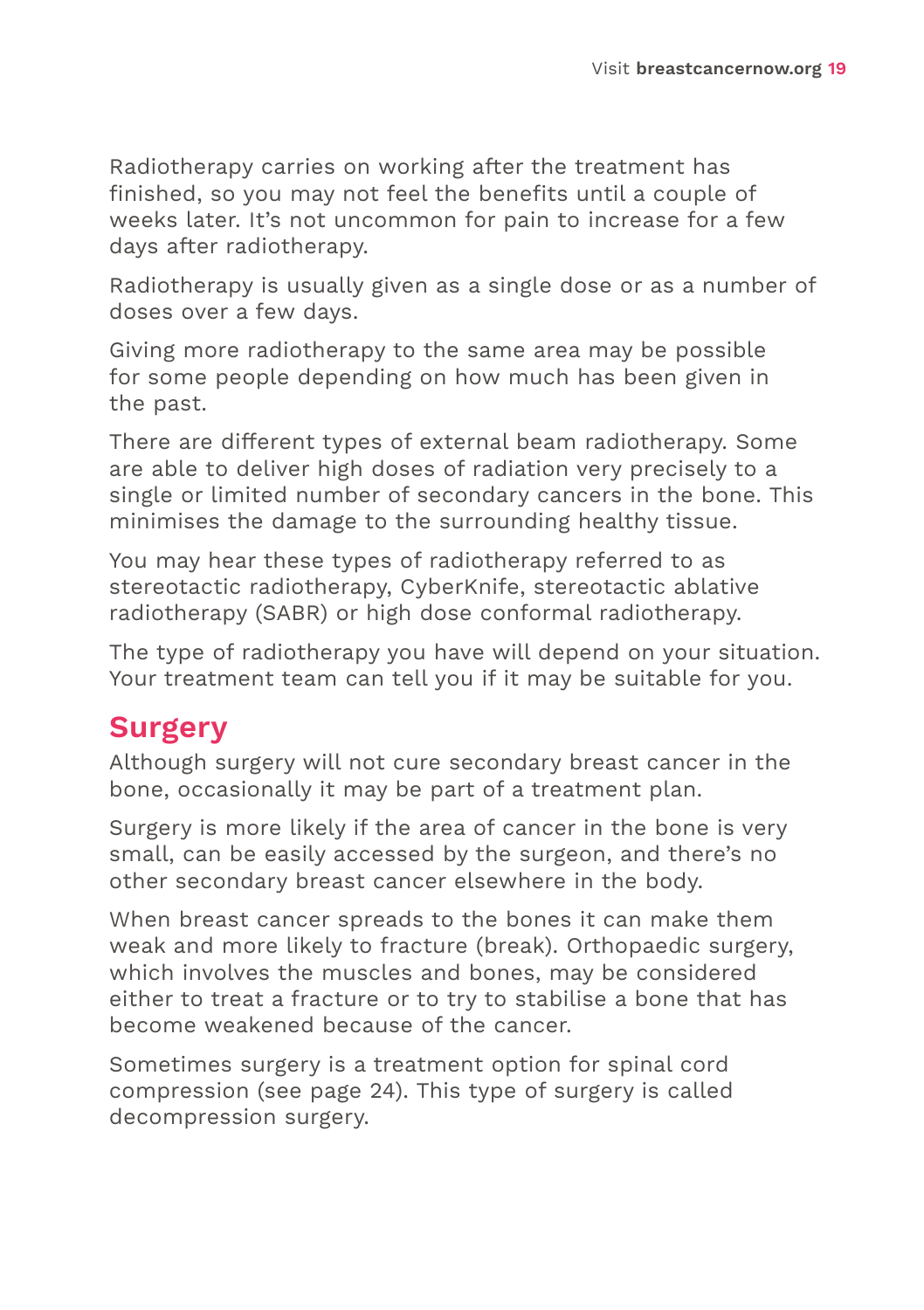Radiotherapy carries on working after the treatment has finished, so you may not feel the benefits until a couple of weeks later. It's not uncommon for pain to increase for a few days after radiotherapy.

Radiotherapy is usually given as a single dose or as a number of doses over a few days.

Giving more radiotherapy to the same area may be possible for some people depending on how much has been given in the past.

There are different types of external beam radiotherapy. Some are able to deliver high doses of radiation very precisely to a single or limited number of secondary cancers in the bone. This minimises the damage to the surrounding healthy tissue.

You may hear these types of radiotherapy referred to as stereotactic radiotherapy, CyberKnife, stereotactic ablative radiotherapy (SABR) or high dose conformal radiotherapy.

The type of radiotherapy you have will depend on your situation. Your treatment team can tell you if it may be suitable for you.

## Surgery

Although surgery will not cure secondary breast cancer in the bone, occasionally it may be part of a treatment plan.

Surgery is more likely if the area of cancer in the bone is very small, can be easily accessed by the surgeon, and there's no other secondary breast cancer elsewhere in the body.

When breast cancer spreads to the bones it can make them weak and more likely to fracture (break). Orthopaedic surgery, which involves the muscles and bones, may be considered either to treat a fracture or to try to stabilise a bone that has become weakened because of the cancer.

Sometimes surgery is a treatment option for spinal cord compression (see page 24). This type of surgery is called decompression surgery.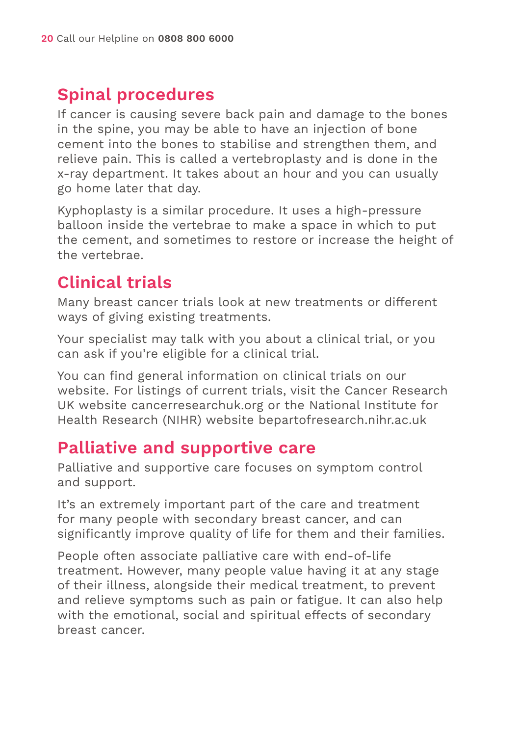## Spinal procedures

If cancer is causing severe back pain and damage to the bones in the spine, you may be able to have an injection of bone cement into the bones to stabilise and strengthen them, and relieve pain. This is called a vertebroplasty and is done in the x-ray department. It takes about an hour and you can usually go home later that day.

Kyphoplasty is a similar procedure. It uses a high-pressure balloon inside the vertebrae to make a space in which to put the cement, and sometimes to restore or increase the height of the vertebrae.

## Clinical trials

Many breast cancer trials look at new treatments or different ways of giving existing treatments.

Your specialist may talk with you about a clinical trial, or you can ask if you're eligible for a clinical trial.

You can find general information on clinical trials on our website. For listings of current trials, visit the Cancer Research UK website cancerresearchuk.org or the National Institute for Health Research (NIHR) website bepartofresearch.nihr.ac.uk

## Palliative and supportive care

Palliative and supportive care focuses on symptom control and support.

It's an extremely important part of the care and treatment for many people with secondary breast cancer, and can significantly improve quality of life for them and their families.

People often associate palliative care with end-of-life treatment. However, many people value having it at any stage of their illness, alongside their medical treatment, to prevent and relieve symptoms such as pain or fatigue. It can also help with the emotional, social and spiritual effects of secondary breast cancer.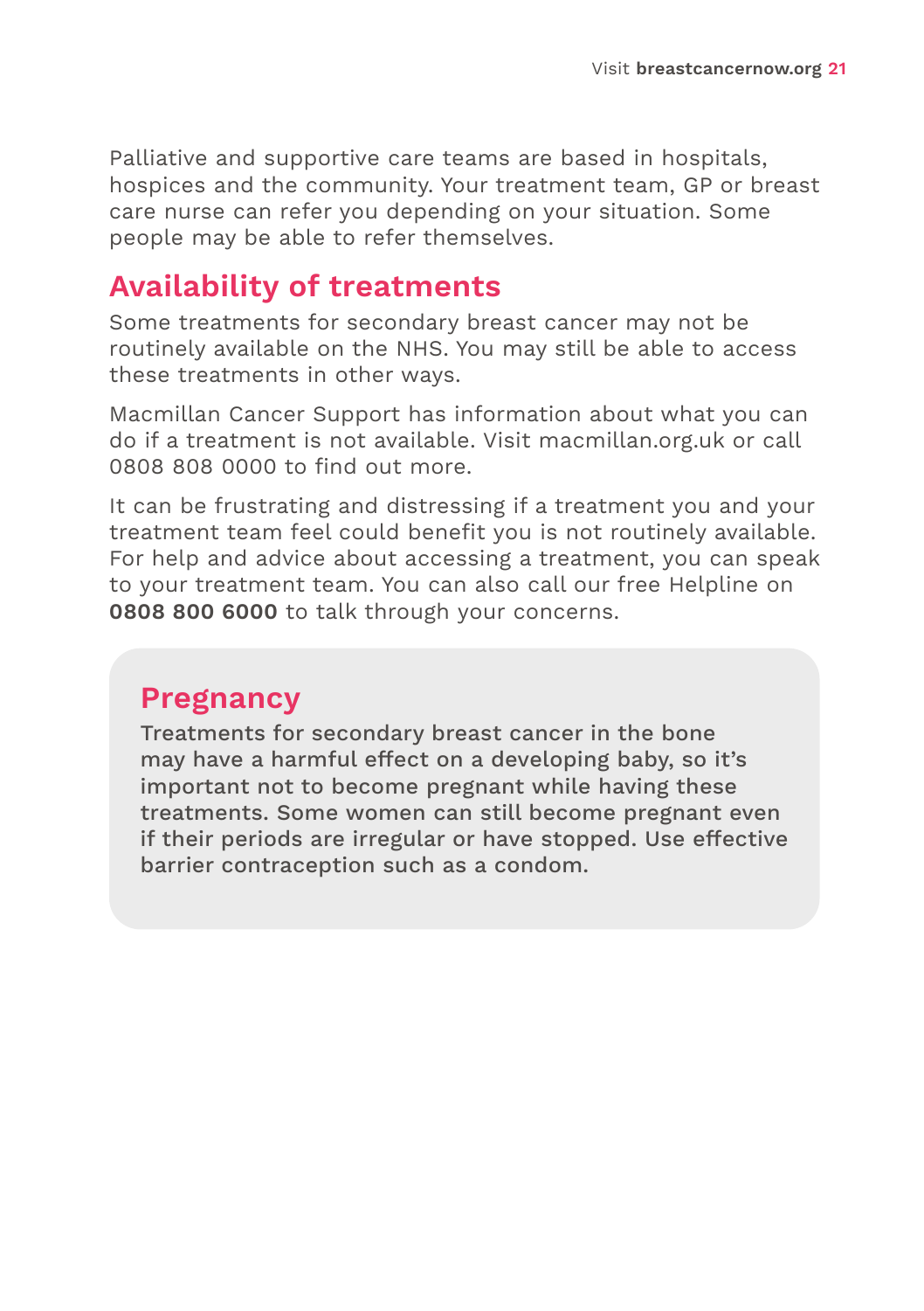Palliative and supportive care teams are based in hospitals, hospices and the community. Your treatment team, GP or breast care nurse can refer you depending on your situation. Some people may be able to refer themselves.

## Availability of treatments

Some treatments for secondary breast cancer may not be routinely available on the NHS. You may still be able to access these treatments in other ways.

Macmillan Cancer Support has information about what you can do if a treatment is not available. Visit macmillan.org.uk or call 0808 808 0000 to find out more.

It can be frustrating and distressing if a treatment you and your treatment team feel could benefit you is not routinely available. For help and advice about accessing a treatment, you can speak to your treatment team. You can also call our free Helpline on **0808 800 6000** to talk through your concerns.

## Pregnancy

Treatments for secondary breast cancer in the bone may have a harmful effect on a developing baby, so it's important not to become pregnant while having these treatments. Some women can still become pregnant even if their periods are irregular or have stopped. Use effective barrier contraception such as a condom.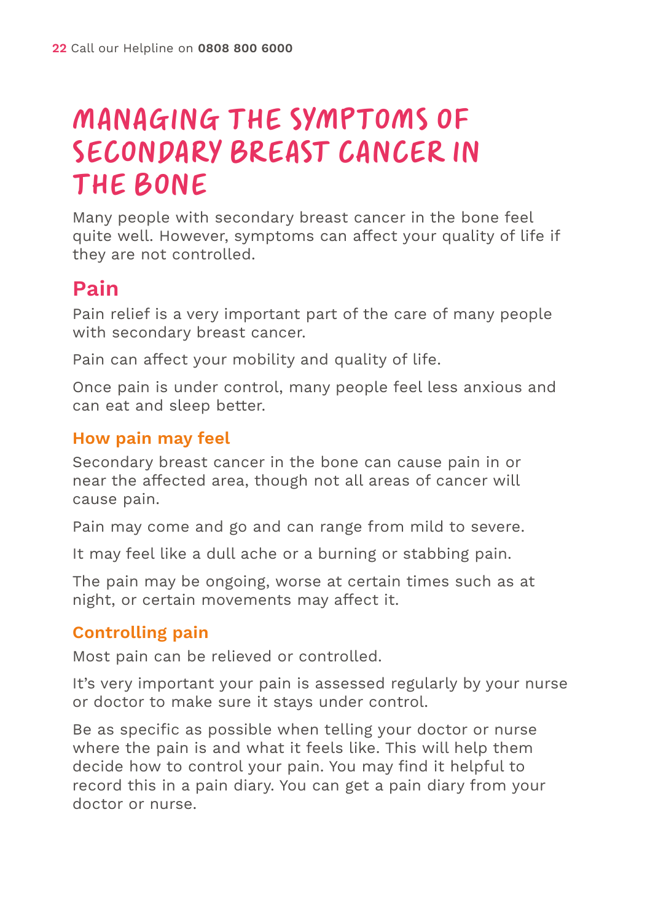# MANAGING THE SYMPTOMS OF SECONDARY BREAST CANCER IN THE BONE

Many people with secondary breast cancer in the bone feel quite well. However, symptoms can affect your quality of life if they are not controlled.

## Pain

Pain relief is a very important part of the care of many people with secondary breast cancer.

Pain can affect your mobility and quality of life.

Once pain is under control, many people feel less anxious and can eat and sleep better.

### How pain may feel

Secondary breast cancer in the bone can cause pain in or near the affected area, though not all areas of cancer will cause pain.

Pain may come and go and can range from mild to severe.

It may feel like a dull ache or a burning or stabbing pain.

The pain may be ongoing, worse at certain times such as at night, or certain movements may affect it.

### Controlling pain

Most pain can be relieved or controlled.

It's very important your pain is assessed regularly by your nurse or doctor to make sure it stays under control.

Be as specific as possible when telling your doctor or nurse where the pain is and what it feels like. This will help them decide how to control your pain. You may find it helpful to record this in a pain diary. You can get a pain diary from your doctor or nurse.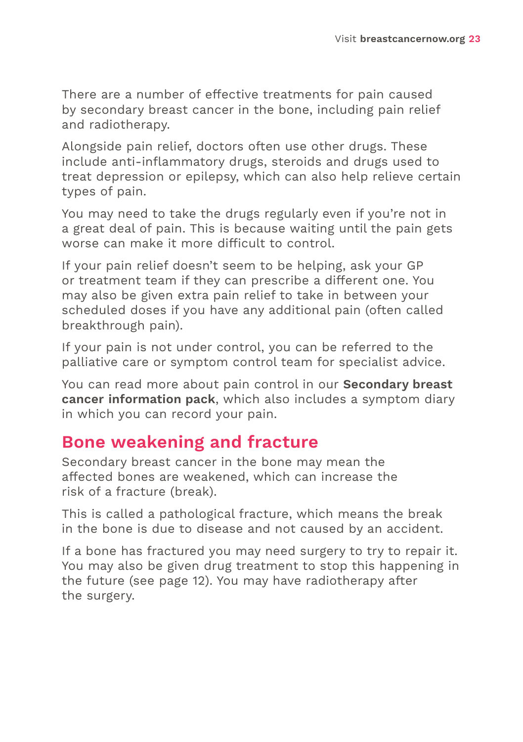There are a number of effective treatments for pain caused by secondary breast cancer in the bone, including pain relief and radiotherapy.

Alongside pain relief, doctors often use other drugs. These include anti-inflammatory drugs, steroids and drugs used to treat depression or epilepsy, which can also help relieve certain types of pain.

You may need to take the drugs regularly even if you're not in a great deal of pain. This is because waiting until the pain gets worse can make it more difficult to control.

If your pain relief doesn't seem to be helping, ask your GP or treatment team if they can prescribe a different one. You may also be given extra pain relief to take in between your scheduled doses if you have any additional pain (often called breakthrough pain).

If your pain is not under control, you can be referred to the palliative care or symptom control team for specialist advice.

You can read more about pain control in our **Secondary breast cancer information pack**, which also includes a symptom diary in which you can record your pain.

## Bone weakening and fracture

Secondary breast cancer in the bone may mean the affected bones are weakened, which can increase the risk of a fracture (break).

This is called a pathological fracture, which means the break in the bone is due to disease and not caused by an accident.

If a bone has fractured you may need surgery to try to repair it. You may also be given drug treatment to stop this happening in the future (see page 12). You may have radiotherapy after the surgery.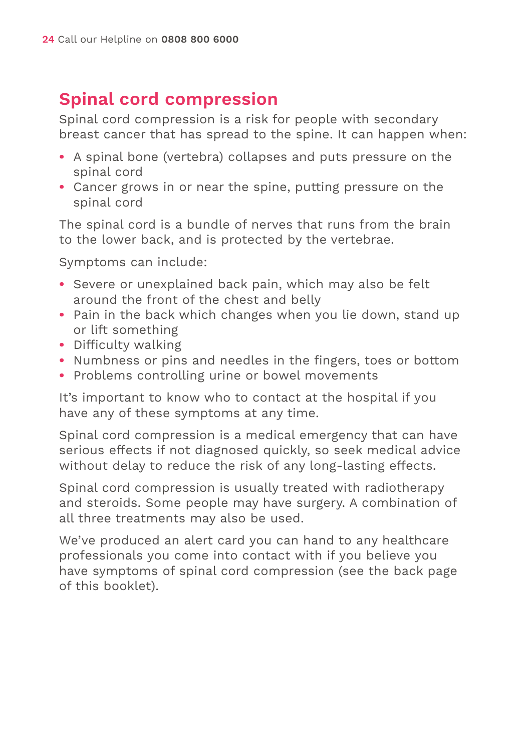## Spinal cord compression

Spinal cord compression is a risk for people with secondary breast cancer that has spread to the spine. It can happen when:

- A spinal bone (vertebra) collapses and puts pressure on the spinal cord
- Cancer grows in or near the spine, putting pressure on the spinal cord

The spinal cord is a bundle of nerves that runs from the brain to the lower back, and is protected by the vertebrae.

Symptoms can include:

- Severe or unexplained back pain, which may also be felt around the front of the chest and belly
- Pain in the back which changes when you lie down, stand up or lift something
- Difficulty walking
- Numbness or pins and needles in the fingers, toes or bottom
- Problems controlling urine or bowel movements

It's important to know who to contact at the hospital if you have any of these symptoms at any time.

Spinal cord compression is a medical emergency that can have serious effects if not diagnosed quickly, so seek medical advice without delay to reduce the risk of any long-lasting effects.

Spinal cord compression is usually treated with radiotherapy and steroids. Some people may have surgery. A combination of all three treatments may also be used.

We've produced an alert card you can hand to any healthcare professionals you come into contact with if you believe you have symptoms of spinal cord compression (see the back page of this booklet).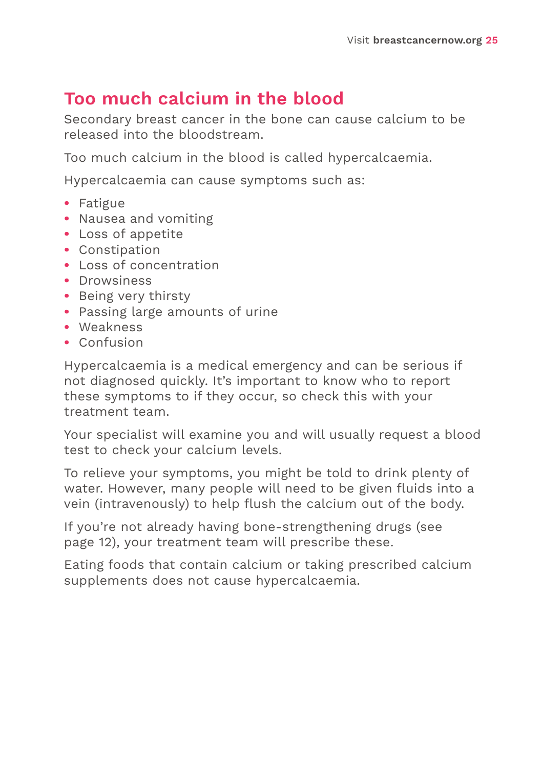## Too much calcium in the blood

Secondary breast cancer in the bone can cause calcium to be released into the bloodstream.

Too much calcium in the blood is called hypercalcaemia.

Hypercalcaemia can cause symptoms such as:

- Fatigue
- Nausea and vomiting
- Loss of appetite
- Constipation
- Loss of concentration
- Drowsiness
- Being very thirsty
- Passing large amounts of urine
- Weakness
- Confusion

Hypercalcaemia is a medical emergency and can be serious if not diagnosed quickly. It's important to know who to report these symptoms to if they occur, so check this with your treatment team.

Your specialist will examine you and will usually request a blood test to check your calcium levels.

To relieve your symptoms, you might be told to drink plenty of water. However, many people will need to be given fluids into a vein (intravenously) to help flush the calcium out of the body.

If you're not already having bone-strengthening drugs (see page 12), your treatment team will prescribe these.

Eating foods that contain calcium or taking prescribed calcium supplements does not cause hypercalcaemia.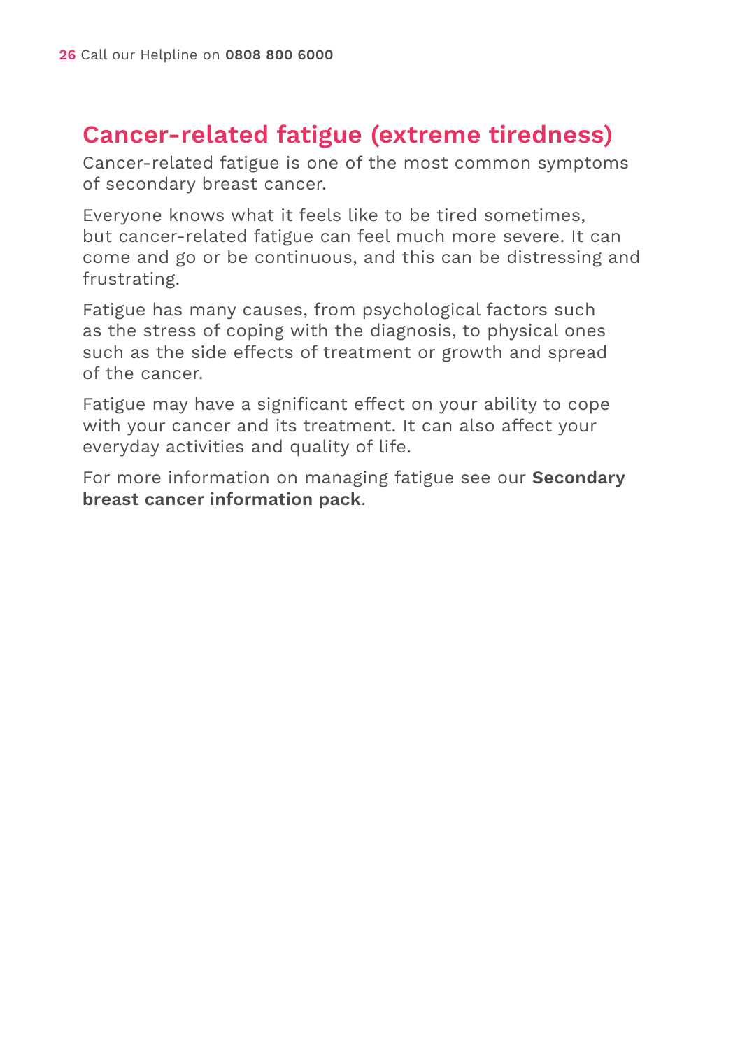## Cancer-related fatigue (extreme tiredness)

Cancer-related fatigue is one of the most common symptoms of secondary breast cancer.

Everyone knows what it feels like to be tired sometimes, but cancer-related fatigue can feel much more severe. It can come and go or be continuous, and this can be distressing and frustrating.

Fatigue has many causes, from psychological factors such as the stress of coping with the diagnosis, to physical ones such as the side effects of treatment or growth and spread of the cancer.

Fatigue may have a significant effect on your ability to cope with your cancer and its treatment. It can also affect your everyday activities and quality of life.

For more information on managing fatigue see our **Secondary breast cancer information pack**.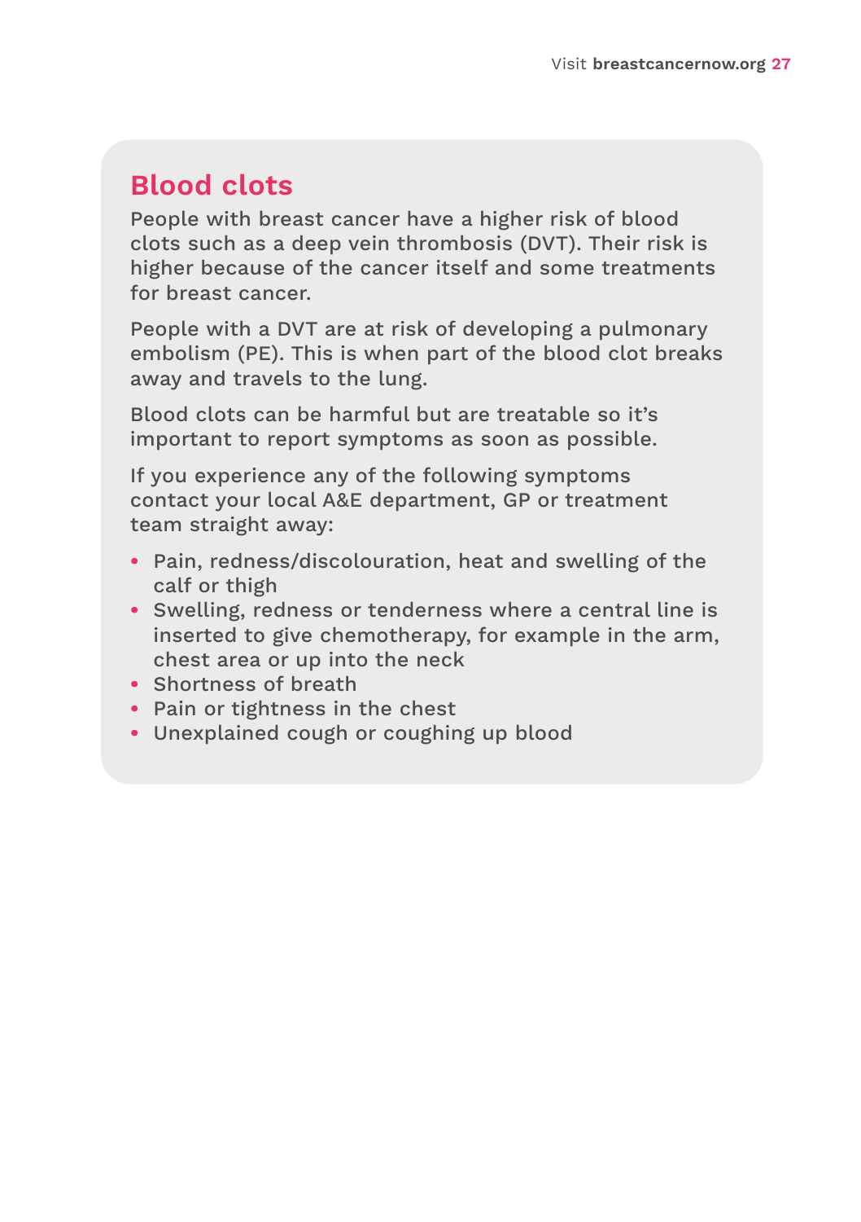## Blood clots

People with breast cancer have a higher risk of blood clots such as a deep vein thrombosis (DVT). Their risk is higher because of the cancer itself and some treatments for breast cancer.

People with a DVT are at risk of developing a pulmonary embolism (PE). This is when part of the blood clot breaks away and travels to the lung.

Blood clots can be harmful but are treatable so it's important to report symptoms as soon as possible.

If you experience any of the following symptoms contact your local A&E department, GP or treatment team straight away:

- Pain, redness/discolouration, heat and swelling of the calf or thigh
- Swelling, redness or tenderness where a central line is inserted to give chemotherapy, for example in the arm, chest area or up into the neck
- Shortness of breath
- Pain or tightness in the chest
- Unexplained cough or coughing up blood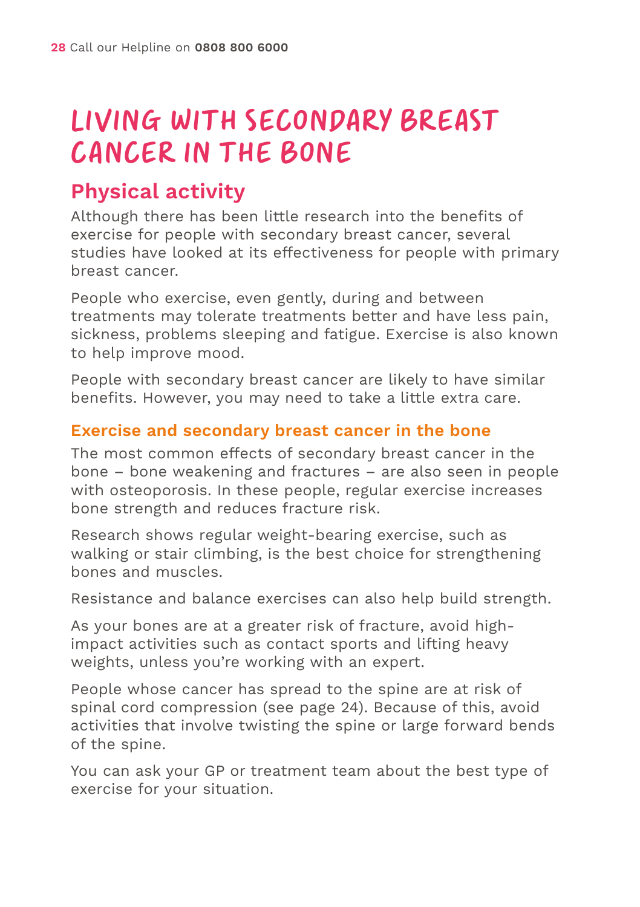# LIVING WITH SECONDARY BREAST CANCER IN THE BONE

## Physical activity

Although there has been little research into the benefits of exercise for people with secondary breast cancer, several studies have looked at its effectiveness for people with primary breast cancer.

People who exercise, even gently, during and between treatments may tolerate treatments better and have less pain, sickness, problems sleeping and fatigue. Exercise is also known to help improve mood.

People with secondary breast cancer are likely to have similar benefits. However, you may need to take a little extra care.

### Exercise and secondary breast cancer in the bone

The most common effects of secondary breast cancer in the bone – bone weakening and fractures – are also seen in people with osteoporosis. In these people, regular exercise increases bone strength and reduces fracture risk.

Research shows regular weight-bearing exercise, such as walking or stair climbing, is the best choice for strengthening bones and muscles.

Resistance and balance exercises can also help build strength.

As your bones are at a greater risk of fracture, avoid high-impact activities such as contact sports and lifting heavy weights, unless you're working with an expert.

People whose cancer has spread to the spine are at risk of spinal cord compression (see page 24). Because of this, avoid activities that involve twisting the spine or large forward bends of the spine.

You can ask your GP or treatment team about the best type of exercise for your situation.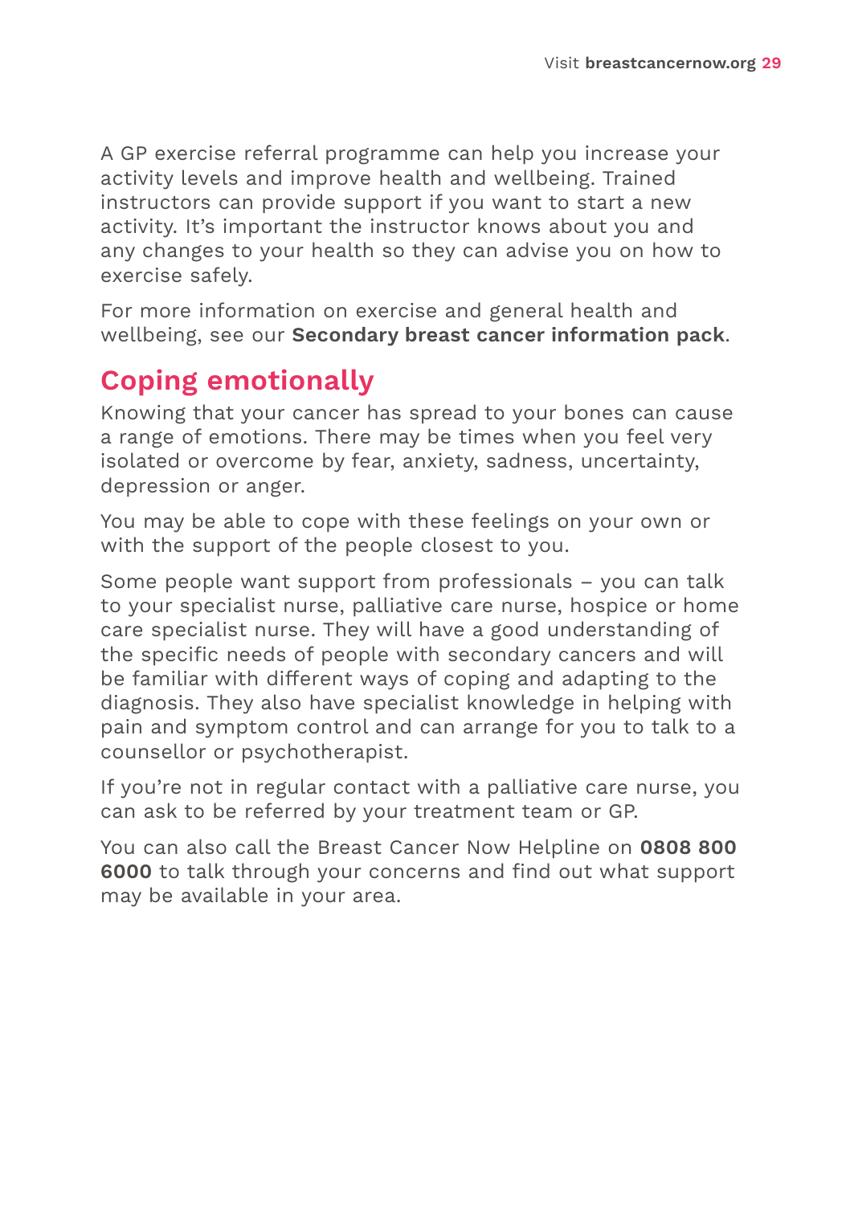A GP exercise referral programme can help you increase your activity levels and improve health and wellbeing. Trained instructors can provide support if you want to start a new activity. It's important the instructor knows about you and any changes to your health so they can advise you on how to exercise safely.

For more information on exercise and general health and wellbeing, see our **Secondary breast cancer information pack**.

## Coping emotionally

Knowing that your cancer has spread to your bones can cause a range of emotions. There may be times when you feel very isolated or overcome by fear, anxiety, sadness, uncertainty, depression or anger.

You may be able to cope with these feelings on your own or with the support of the people closest to you.

Some people want support from professionals – you can talk to your specialist nurse, palliative care nurse, hospice or home care specialist nurse. They will have a good understanding of the specific needs of people with secondary cancers and will be familiar with different ways of coping and adapting to the diagnosis. They also have specialist knowledge in helping with pain and symptom control and can arrange for you to talk to a counsellor or psychotherapist.

If you're not in regular contact with a palliative care nurse, you can ask to be referred by your treatment team or GP.

You can also call the Breast Cancer Now Helpline on **0808 800 6000** to talk through your concerns and find out what support may be available in your area.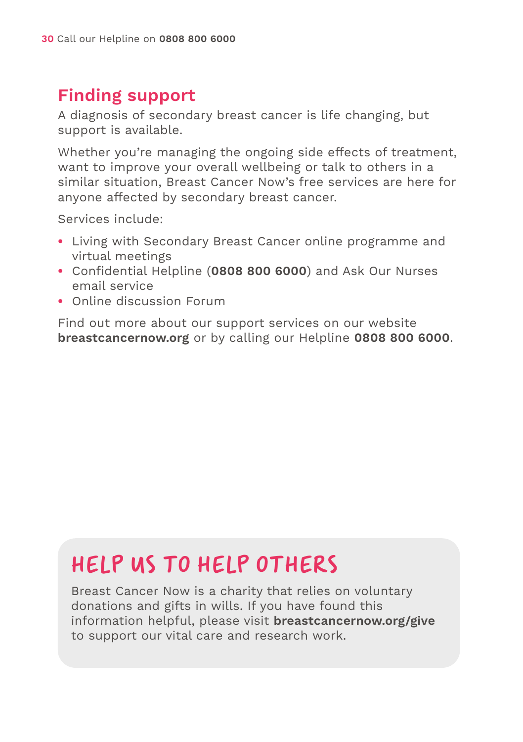## Finding support

A diagnosis of secondary breast cancer is life changing, but support is available.

Whether you're managing the ongoing side effects of treatment, want to improve your overall wellbeing or talk to others in a similar situation, Breast Cancer Now's free services are here for anyone affected by secondary breast cancer.

Services include:

- Living with Secondary Breast Cancer online programme and virtual meetings
- Confidential Helpline (**0808 800 6000**) and Ask Our Nurses email service
- Online discussion Forum

Find out more about our support services on our website **breastcancernow.org** or by calling our Helpline **0808 800 6000**.

## HELP US TO HELP OTHERS

Breast Cancer Now is a charity that relies on voluntary donations and gifts in wills. If you have found this information helpful, please visit **breastcancernow.org/give** to support our vital care and research work.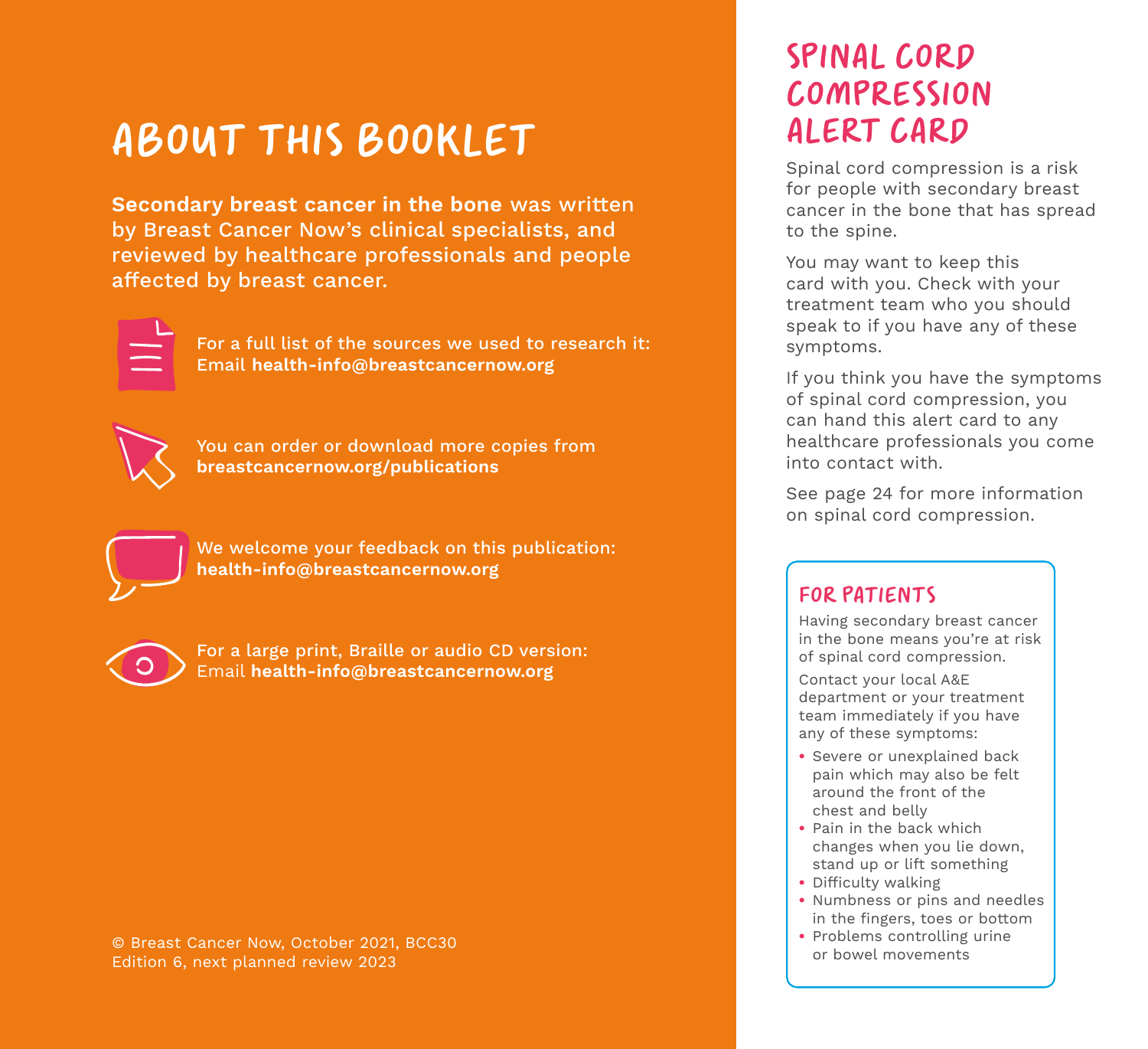# About this booklet

**Secondary breast cancer in the bone** was written by Breast Cancer Now's clinical specialists, and reviewed by healthcare professionals and people affected by breast cancer.

For a full list of the sources we used to research it:
Email **health-info@breastcancernow.org**

You can order or download more copies from **breastcancernow.org/publications**

We welcome your feedback on this publication: **health-info@breastcancernow.org**

For a large print, Braille or audio CD version:
Email **health-info@breastcancernow.org**

© Breast Cancer Now, October 2021, BCC30
Edition 6, next planned review 2023

# Spinal cord compression alert card

Spinal cord compression is a risk for people with secondary breast cancer in the bone that has spread to the spine.

You may want to keep this card with you. Check with your treatment team who you should speak to if you have any of these symptoms.

If you think you have the symptoms of spinal cord compression, you can hand this alert card to any healthcare professionals you come into contact with.

See page 24 for more information on spinal cord compression.

## For patients

Having secondary breast cancer in the bone means you're at risk of spinal cord compression.

Contact your local A&E department or your treatment team immediately if you have any of these symptoms:

- Severe or unexplained back pain which may also be felt around the front of the chest and belly
- Pain in the back which changes when you lie down, stand up or lift something
- Difficulty walking
- Numbness or pins and needles in the fingers, toes or bottom
- Problems controlling urine or bowel movements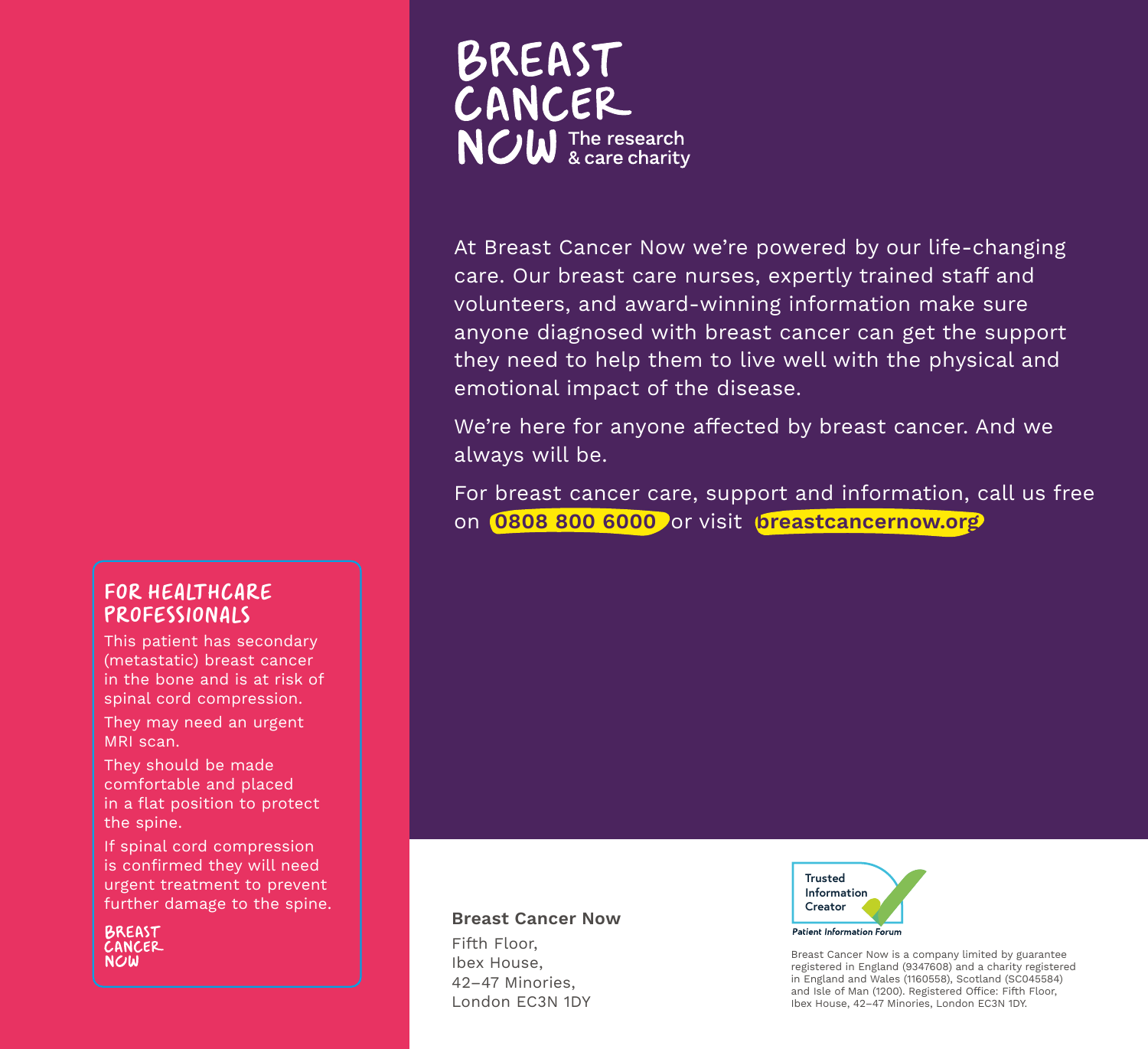# BREAST CANCER NOW

The research & care charity

At Breast Cancer Now we're powered by our life-changing care. Our breast care nurses, expertly trained staff and volunteers, and award-winning information make sure anyone diagnosed with breast cancer can get the support they need to help them to live well with the physical and emotional impact of the disease.

We're here for anyone affected by breast cancer. And we always will be.

For breast cancer care, support and information, call us free on **0808 800 6000** or visit **breastcancernow.org**

## FOR HEALTHCARE PROFESSIONALS

This patient has secondary (metastatic) breast cancer in the bone and is at risk of spinal cord compression.

They may need an urgent MRI scan.

They should be made comfortable and placed in a flat position to protect the spine.

If spinal cord compression is confirmed they will need urgent treatment to prevent further damage to the spine.

BREAST CANCER NOW

**Breast Cancer Now**

Fifth Floor,
Ibex House,
42–47 Minories,
London EC3N 1DY

Trusted Information Creator

*Patient Information Forum*

Breast Cancer Now is a company limited by guarantee registered in England (9347608) and a charity registered in England and Wales (1160558), Scotland (SC045584) and Isle of Man (1200). Registered Office: Fifth Floor, Ibex House, 42–47 Minories, London EC3N 1DY.